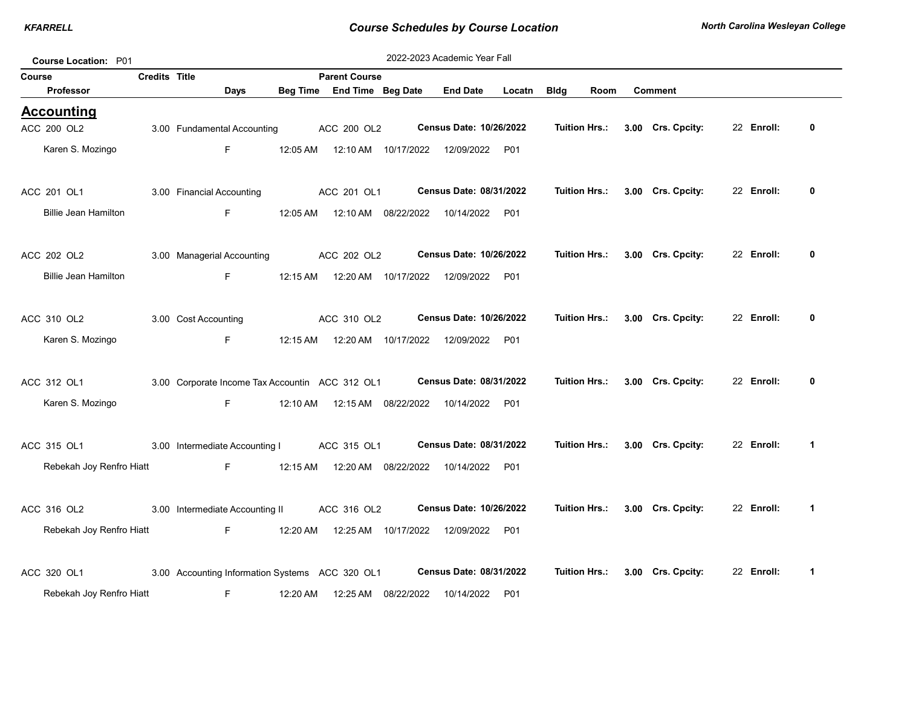# Course Schedules by Course Location

**North Carolina Wesleyan College**

**Course Location:** P01

2022-2023 Academic Year Fall

## Accounting

| Course / Professor | Credits | Title / Days | Beg Time | End Time | Beg Date | End Date | Locatn | Parent Course | Census Date | Tuition Hrs. | Crs. Cpcity | Enroll |
|---|---|---|---|---|---|---|---|---|---|---|---|---|
| ACC 200 OL2 | 3.00 | Fundamental Accounting | | | | | | ACC 200 OL2 | 10/26/2022 | 3.00 | 22 | 0 |
| Karen S. Mozingo | | F | 12:05 AM | 12:10 AM | 10/17/2022 | 12/09/2022 | P01 | | | | | |
| ACC 201 OL1 | 3.00 | Financial Accounting | | | | | | ACC 201 OL1 | 08/31/2022 | 3.00 | 22 | 0 |
| Billie Jean Hamilton | | F | 12:05 AM | 12:10 AM | 08/22/2022 | 10/14/2022 | P01 | | | | | |
| ACC 202 OL2 | 3.00 | Managerial Accounting | | | | | | ACC 202 OL2 | 10/26/2022 | 3.00 | 22 | 0 |
| Billie Jean Hamilton | | F | 12:15 AM | 12:20 AM | 10/17/2022 | 12/09/2022 | P01 | | | | | |
| ACC 310 OL2 | 3.00 | Cost Accounting | | | | | | ACC 310 OL2 | 10/26/2022 | 3.00 | 22 | 0 |
| Karen S. Mozingo | | F | 12:15 AM | 12:20 AM | 10/17/2022 | 12/09/2022 | P01 | | | | | |
| ACC 312 OL1 | 3.00 | Corporate Income Tax Accountin | | | | | | ACC 312 OL1 | 08/31/2022 | 3.00 | 22 | 0 |
| Karen S. Mozingo | | F | 12:10 AM | 12:15 AM | 08/22/2022 | 10/14/2022 | P01 | | | | | |
| ACC 315 OL1 | 3.00 | Intermediate Accounting I | | | | | | ACC 315 OL1 | 08/31/2022 | 3.00 | 22 | 1 |
| Rebekah Joy Renfro Hiatt | | F | 12:15 AM | 12:20 AM | 08/22/2022 | 10/14/2022 | P01 | | | | | |
| ACC 316 OL2 | 3.00 | Intermediate Accounting II | | | | | | ACC 316 OL2 | 10/26/2022 | 3.00 | 22 | 1 |
| Rebekah Joy Renfro Hiatt | | F | 12:20 AM | 12:25 AM | 10/17/2022 | 12/09/2022 | P01 | | | | | |
| ACC 320 OL1 | 3.00 | Accounting Information Systems | | | | | | ACC 320 OL1 | 08/31/2022 | 3.00 | 22 | 1 |
| Rebekah Joy Renfro Hiatt | | F | 12:20 AM | 12:25 AM | 08/22/2022 | 10/14/2022 | P01 | | | | | |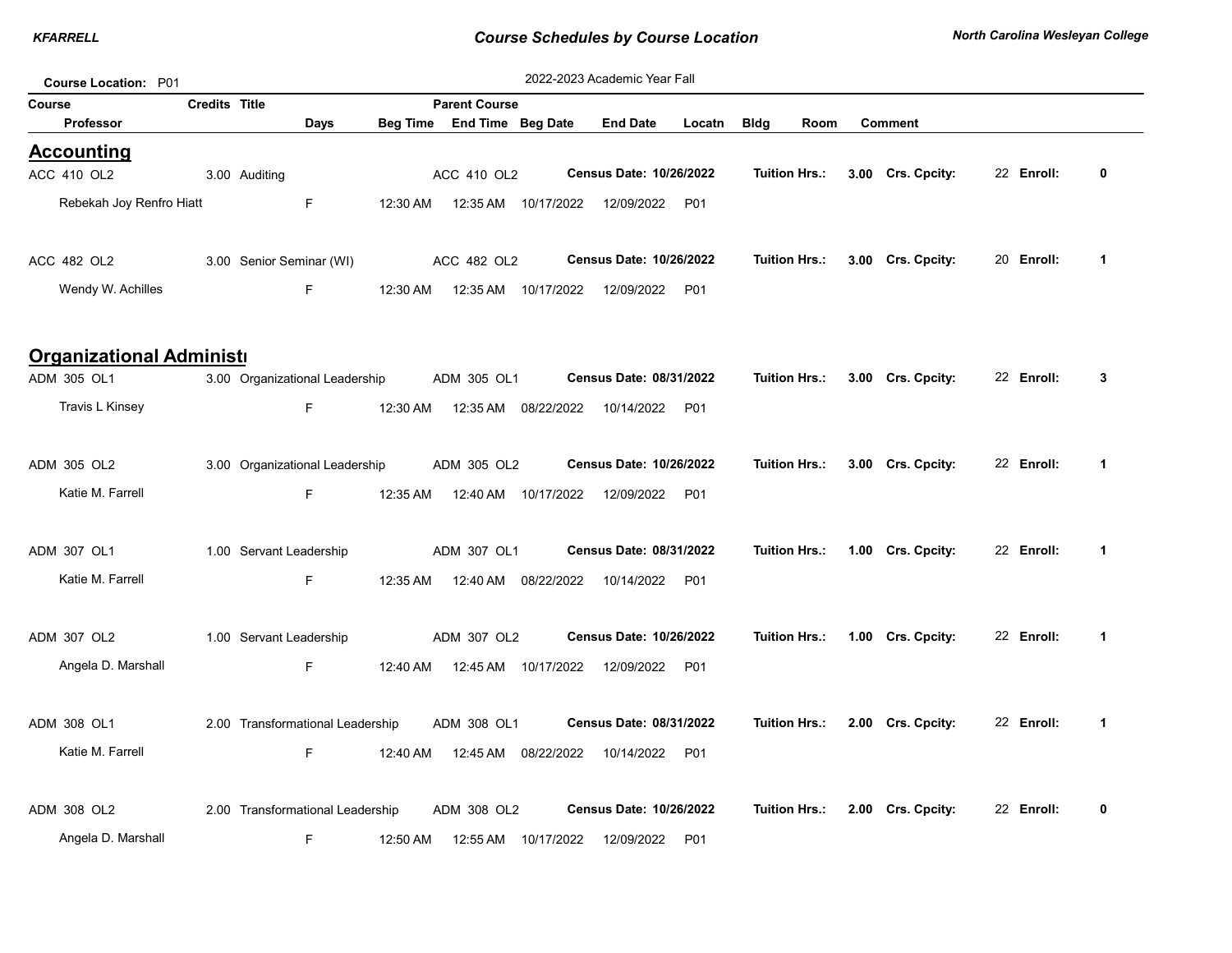**Course Location:** P01

2022-2023 Academic Year Fall

| Course / Professor | Credits | Title | Days | Beg Time | Parent Course / End Time | Beg Date | End Date | Locatn | Bldg | Room | Comment |
|---|---|---|---|---|---|---|---|---|---|---|---|

## Accounting

| Course | Credits | Title | Parent Course | Census Date | Tuition Hrs. | Crs. Cpcity | Enroll |
|---|---|---|---|---|---|---|---|
| ACC 410 OL2 | 3.00 | Auditing | ACC 410 OL2 | 10/26/2022 | 3.00 | 22 | 0 |

| Professor | Days | Beg Time | End Time | Beg Date | End Date | Locatn | Bldg | Room | Comment |
|---|---|---|---|---|---|---|---|---|---|
| Rebekah Joy Renfro Hiatt | F | 12:30 AM | 12:35 AM | 10/17/2022 | 12/09/2022 | P01 | | | |

| Course | Credits | Title | Parent Course | Census Date | Tuition Hrs. | Crs. Cpcity | Enroll |
|---|---|---|---|---|---|---|---|
| ACC 482 OL2 | 3.00 | Senior Seminar (WI) | ACC 482 OL2 | 10/26/2022 | 3.00 | 20 | 1 |

| Professor | Days | Beg Time | End Time | Beg Date | End Date | Locatn | Bldg | Room | Comment |
|---|---|---|---|---|---|---|---|---|---|
| Wendy W. Achilles | F | 12:30 AM | 12:35 AM | 10/17/2022 | 12/09/2022 | P01 | | | |

## Organizational Administı

| Course | Credits | Title | Parent Course | Census Date | Tuition Hrs. | Crs. Cpcity | Enroll |
|---|---|---|---|---|---|---|---|
| ADM 305 OL1 | 3.00 | Organizational Leadership | ADM 305 OL1 | 08/31/2022 | 3.00 | 22 | 3 |

| Professor | Days | Beg Time | End Time | Beg Date | End Date | Locatn | Bldg | Room | Comment |
|---|---|---|---|---|---|---|---|---|---|
| Travis L Kinsey | F | 12:30 AM | 12:35 AM | 08/22/2022 | 10/14/2022 | P01 | | | |

| Course | Credits | Title | Parent Course | Census Date | Tuition Hrs. | Crs. Cpcity | Enroll |
|---|---|---|---|---|---|---|---|
| ADM 305 OL2 | 3.00 | Organizational Leadership | ADM 305 OL2 | 10/26/2022 | 3.00 | 22 | 1 |

| Professor | Days | Beg Time | End Time | Beg Date | End Date | Locatn | Bldg | Room | Comment |
|---|---|---|---|---|---|---|---|---|---|
| Katie M. Farrell | F | 12:35 AM | 12:40 AM | 10/17/2022 | 12/09/2022 | P01 | | | |

| Course | Credits | Title | Parent Course | Census Date | Tuition Hrs. | Crs. Cpcity | Enroll |
|---|---|---|---|---|---|---|---|
| ADM 307 OL1 | 1.00 | Servant Leadership | ADM 307 OL1 | 08/31/2022 | 1.00 | 22 | 1 |

| Professor | Days | Beg Time | End Time | Beg Date | End Date | Locatn | Bldg | Room | Comment |
|---|---|---|---|---|---|---|---|---|---|
| Katie M. Farrell | F | 12:35 AM | 12:40 AM | 08/22/2022 | 10/14/2022 | P01 | | | |

| Course | Credits | Title | Parent Course | Census Date | Tuition Hrs. | Crs. Cpcity | Enroll |
|---|---|---|---|---|---|---|---|
| ADM 307 OL2 | 1.00 | Servant Leadership | ADM 307 OL2 | 10/26/2022 | 1.00 | 22 | 1 |

| Professor | Days | Beg Time | End Time | Beg Date | End Date | Locatn | Bldg | Room | Comment |
|---|---|---|---|---|---|---|---|---|---|
| Angela D. Marshall | F | 12:40 AM | 12:45 AM | 10/17/2022 | 12/09/2022 | P01 | | | |

| Course | Credits | Title | Parent Course | Census Date | Tuition Hrs. | Crs. Cpcity | Enroll |
|---|---|---|---|---|---|---|---|
| ADM 308 OL1 | 2.00 | Transformational Leadership | ADM 308 OL1 | 08/31/2022 | 2.00 | 22 | 1 |

| Professor | Days | Beg Time | End Time | Beg Date | End Date | Locatn | Bldg | Room | Comment |
|---|---|---|---|---|---|---|---|---|---|
| Katie M. Farrell | F | 12:40 AM | 12:45 AM | 08/22/2022 | 10/14/2022 | P01 | | | |

| Course | Credits | Title | Parent Course | Census Date | Tuition Hrs. | Crs. Cpcity | Enroll |
|---|---|---|---|---|---|---|---|
| ADM 308 OL2 | 2.00 | Transformational Leadership | ADM 308 OL2 | 10/26/2022 | 2.00 | 22 | 0 |

| Professor | Days | Beg Time | End Time | Beg Date | End Date | Locatn | Bldg | Room | Comment |
|---|---|---|---|---|---|---|---|---|---|
| Angela D. Marshall | F | 12:50 AM | 12:55 AM | 10/17/2022 | 12/09/2022 | P01 | | | |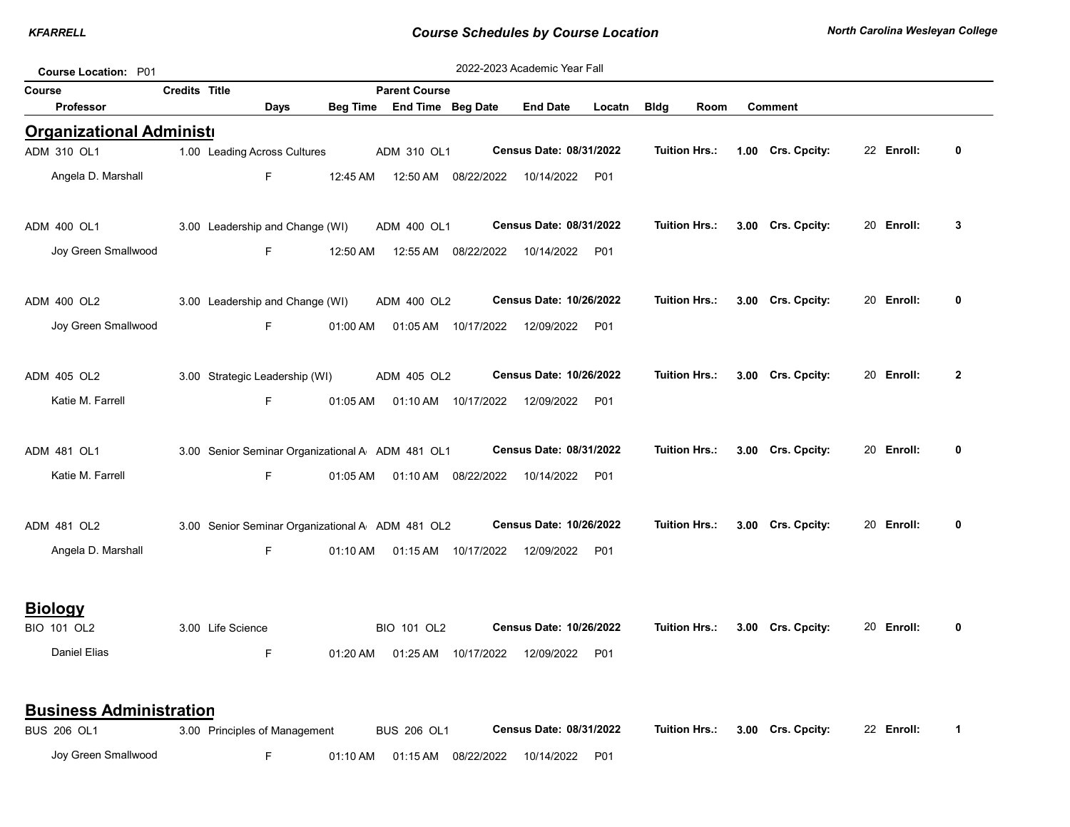**Course Schedules by Course Location**

**Course Location:** P01

2022-2023 Academic Year Fall

| Course | Credits | Title | Parent Course | | | Tuition Hrs. | Crs. Cpcity | Enroll |
|---|---|---|---|---|---|---|---|---|
| **Professor** | | **Days** | **Beg Time** | **End Time** | **Beg Date** | **End Date** | **Locatn** | **Bldg / Room / Comment** |

## Organizational Administr

| Course / Professor | Credits | Title / Days | Parent Course / Beg Time | End Time | Beg Date | End Date / Census Date | Locatn | Tuition Hrs. | Crs. Cpcity | Enroll |
|---|---|---|---|---|---|---|---|---|---|---|
| ADM 310 OL1 | 1.00 | Leading Across Cultures | ADM 310 OL1 | | | Census Date: 08/31/2022 | | 1.00 | 22 | 0 |
| Angela D. Marshall | | F | 12:45 AM | 12:50 AM | 08/22/2022 | 10/14/2022 | P01 | | | |
| ADM 400 OL1 | 3.00 | Leadership and Change (WI) | ADM 400 OL1 | | | Census Date: 08/31/2022 | | 3.00 | 20 | 3 |
| Joy Green Smallwood | | F | 12:50 AM | 12:55 AM | 08/22/2022 | 10/14/2022 | P01 | | | |
| ADM 400 OL2 | 3.00 | Leadership and Change (WI) | ADM 400 OL2 | | | Census Date: 10/26/2022 | | 3.00 | 20 | 0 |
| Joy Green Smallwood | | F | 01:00 AM | 01:05 AM | 10/17/2022 | 12/09/2022 | P01 | | | |
| ADM 405 OL2 | 3.00 | Strategic Leadership (WI) | ADM 405 OL2 | | | Census Date: 10/26/2022 | | 3.00 | 20 | 2 |
| Katie M. Farrell | | F | 01:05 AM | 01:10 AM | 10/17/2022 | 12/09/2022 | P01 | | | |
| ADM 481 OL1 | 3.00 | Senior Seminar Organizational A | ADM 481 OL1 | | | Census Date: 08/31/2022 | | 3.00 | 20 | 0 |
| Katie M. Farrell | | F | 01:05 AM | 01:10 AM | 08/22/2022 | 10/14/2022 | P01 | | | |
| ADM 481 OL2 | 3.00 | Senior Seminar Organizational A | ADM 481 OL2 | | | Census Date: 10/26/2022 | | 3.00 | 20 | 0 |
| Angela D. Marshall | | F | 01:10 AM | 01:15 AM | 10/17/2022 | 12/09/2022 | P01 | | | |

## Biology

| Course / Professor | Credits | Title / Days | Parent Course / Beg Time | End Time | Beg Date | End Date / Census Date | Locatn | Tuition Hrs. | Crs. Cpcity | Enroll |
|---|---|---|---|---|---|---|---|---|---|---|
| BIO 101 OL2 | 3.00 | Life Science | BIO 101 OL2 | | | Census Date: 10/26/2022 | | 3.00 | 20 | 0 |
| Daniel Elias | | F | 01:20 AM | 01:25 AM | 10/17/2022 | 12/09/2022 | P01 | | | |

## Business Administration

| Course / Professor | Credits | Title / Days | Parent Course / Beg Time | End Time | Beg Date | End Date / Census Date | Locatn | Tuition Hrs. | Crs. Cpcity | Enroll |
|---|---|---|---|---|---|---|---|---|---|---|
| BUS 206 OL1 | 3.00 | Principles of Management | BUS 206 OL1 | | | Census Date: 08/31/2022 | | 3.00 | 22 | 1 |
| Joy Green Smallwood | | F | 01:10 AM | 01:15 AM | 08/22/2022 | 10/14/2022 | P01 | | | |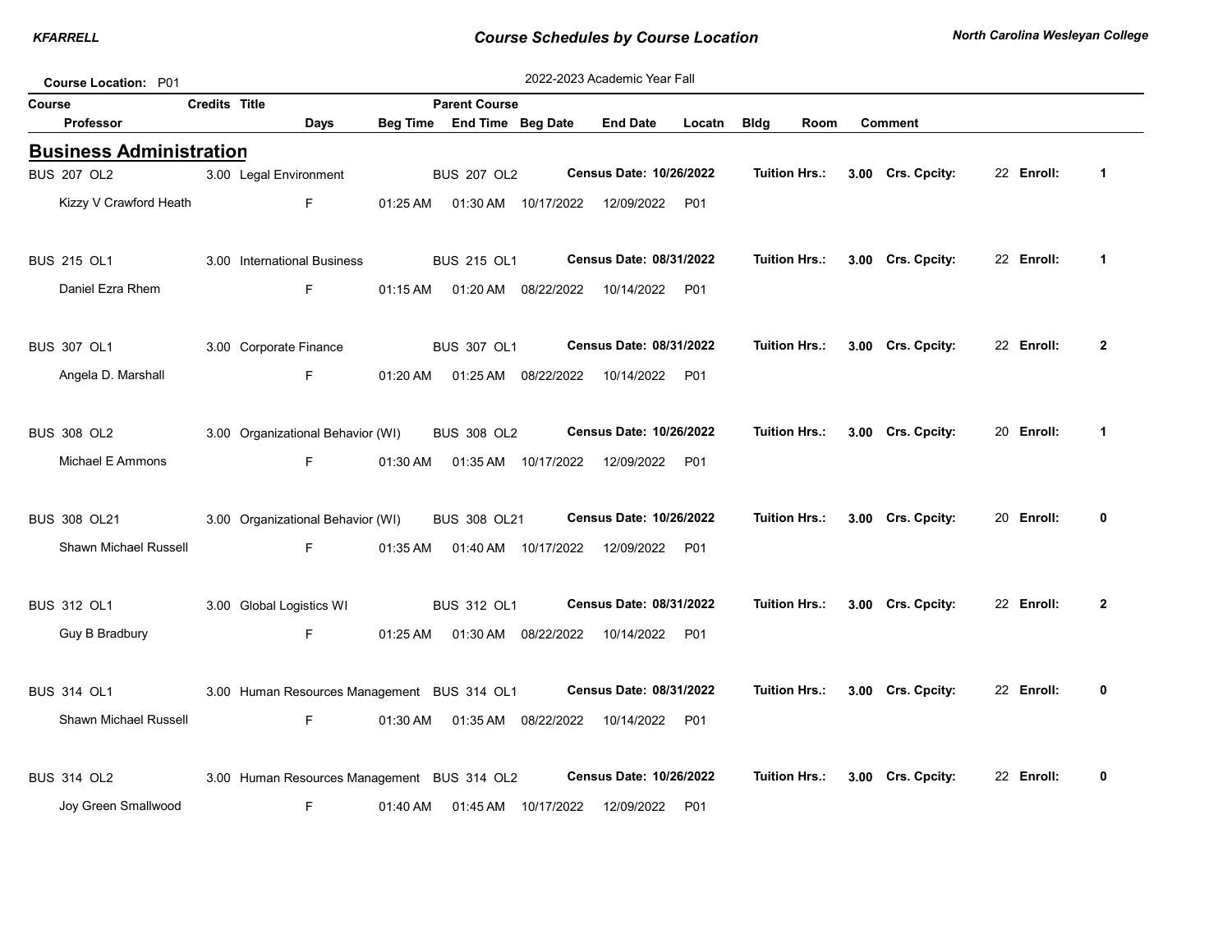Course Location: P01

2022-2023 Academic Year Fall

| Course | Credits | Title | Parent Course | | | | | | | |
|---|---|---|---|---|---|---|---|---|---|---|
| Professor | | Days | Beg Time | End Time | Beg Date | End Date | Locatn | Bldg | Room | Comment |

## Business Administration

| Course | Credits | Title | Parent Course | Census Date | Tuition Hrs. | Crs. Cpcity | Enroll |
|---|---|---|---|---|---|---|---|
| BUS 207 OL2 | 3.00 | Legal Environment | BUS 207 OL2 | 10/26/2022 | 3.00 | 22 | 1 |
| BUS 215 OL1 | 3.00 | International Business | BUS 215 OL1 | 08/31/2022 | 3.00 | 22 | 1 |
| BUS 307 OL1 | 3.00 | Corporate Finance | BUS 307 OL1 | 08/31/2022 | 3.00 | 22 | 2 |
| BUS 308 OL2 | 3.00 | Organizational Behavior (WI) | BUS 308 OL2 | 10/26/2022 | 3.00 | 20 | 1 |
| BUS 308 OL21 | 3.00 | Organizational Behavior (WI) | BUS 308 OL21 | 10/26/2022 | 3.00 | 20 | 0 |
| BUS 312 OL1 | 3.00 | Global Logistics WI | BUS 312 OL1 | 08/31/2022 | 3.00 | 22 | 2 |
| BUS 314 OL1 | 3.00 | Human Resources Management | BUS 314 OL1 | 08/31/2022 | 3.00 | 22 | 0 |
| BUS 314 OL2 | 3.00 | Human Resources Management | BUS 314 OL2 | 10/26/2022 | 3.00 | 22 | 0 |

| Course | Professor | Days | Beg Time | End Time | Beg Date | End Date | Locatn | Bldg | Room | Comment |
|---|---|---|---|---|---|---|---|---|---|---|
| BUS 207 OL2 | Kizzy V Crawford Heath | F | 01:25 AM | 01:30 AM | 10/17/2022 | 12/09/2022 | P01 | | | |
| BUS 215 OL1 | Daniel Ezra Rhem | F | 01:15 AM | 01:20 AM | 08/22/2022 | 10/14/2022 | P01 | | | |
| BUS 307 OL1 | Angela D. Marshall | F | 01:20 AM | 01:25 AM | 08/22/2022 | 10/14/2022 | P01 | | | |
| BUS 308 OL2 | Michael E Ammons | F | 01:30 AM | 01:35 AM | 10/17/2022 | 12/09/2022 | P01 | | | |
| BUS 308 OL21 | Shawn Michael Russell | F | 01:35 AM | 01:40 AM | 10/17/2022 | 12/09/2022 | P01 | | | |
| BUS 312 OL1 | Guy B Bradbury | F | 01:25 AM | 01:30 AM | 08/22/2022 | 10/14/2022 | P01 | | | |
| BUS 314 OL1 | Shawn Michael Russell | F | 01:30 AM | 01:35 AM | 08/22/2022 | 10/14/2022 | P01 | | | |
| BUS 314 OL2 | Joy Green Smallwood | F | 01:40 AM | 01:45 AM | 10/17/2022 | 12/09/2022 | P01 | | | |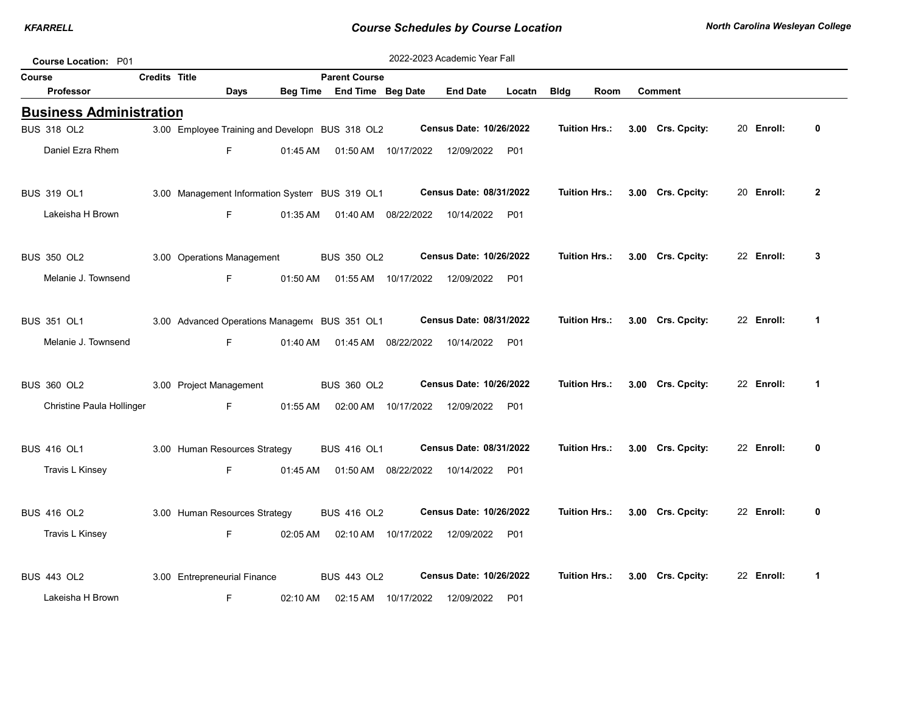Course Location: P01

2022-2023 Academic Year Fall

## Business Administration

| Course | Credits | Title | Parent Course | Census Date | Tuition Hrs. | Crs. Cpcity | Enroll |
|---|---|---|---|---|---|---|---|
| BUS 318 OL2 | 3.00 | Employee Training and Developn | BUS 318 OL2 | 10/26/2022 | 3.00 | 20 | 0 |
| BUS 319 OL1 | 3.00 | Management Information Systen | BUS 319 OL1 | 08/31/2022 | 3.00 | 20 | 2 |
| BUS 350 OL2 | 3.00 | Operations Management | BUS 350 OL2 | 10/26/2022 | 3.00 | 22 | 3 |
| BUS 351 OL1 | 3.00 | Advanced Operations Manageme | BUS 351 OL1 | 08/31/2022 | 3.00 | 22 | 1 |
| BUS 360 OL2 | 3.00 | Project Management | BUS 360 OL2 | 10/26/2022 | 3.00 | 22 | 1 |
| BUS 416 OL1 | 3.00 | Human Resources Strategy | BUS 416 OL1 | 08/31/2022 | 3.00 | 22 | 0 |
| BUS 416 OL2 | 3.00 | Human Resources Strategy | BUS 416 OL2 | 10/26/2022 | 3.00 | 22 | 0 |
| BUS 443 OL2 | 3.00 | Entrepreneurial Finance | BUS 443 OL2 | 10/26/2022 | 3.00 | 22 | 1 |

| Course | Professor | Days | Beg Time | End Time | Beg Date | End Date | Locatn | Bldg | Room | Comment |
|---|---|---|---|---|---|---|---|---|---|---|
| BUS 318 OL2 | Daniel Ezra Rhem | F | 01:45 AM | 01:50 AM | 10/17/2022 | 12/09/2022 | P01 | | | |
| BUS 319 OL1 | Lakeisha H Brown | F | 01:35 AM | 01:40 AM | 08/22/2022 | 10/14/2022 | P01 | | | |
| BUS 350 OL2 | Melanie J. Townsend | F | 01:50 AM | 01:55 AM | 10/17/2022 | 12/09/2022 | P01 | | | |
| BUS 351 OL1 | Melanie J. Townsend | F | 01:40 AM | 01:45 AM | 08/22/2022 | 10/14/2022 | P01 | | | |
| BUS 360 OL2 | Christine Paula Hollinger | F | 01:55 AM | 02:00 AM | 10/17/2022 | 12/09/2022 | P01 | | | |
| BUS 416 OL1 | Travis L Kinsey | F | 01:45 AM | 01:50 AM | 08/22/2022 | 10/14/2022 | P01 | | | |
| BUS 416 OL2 | Travis L Kinsey | F | 02:05 AM | 02:10 AM | 10/17/2022 | 12/09/2022 | P01 | | | |
| BUS 443 OL2 | Lakeisha H Brown | F | 02:10 AM | 02:15 AM | 10/17/2022 | 12/09/2022 | P01 | | | |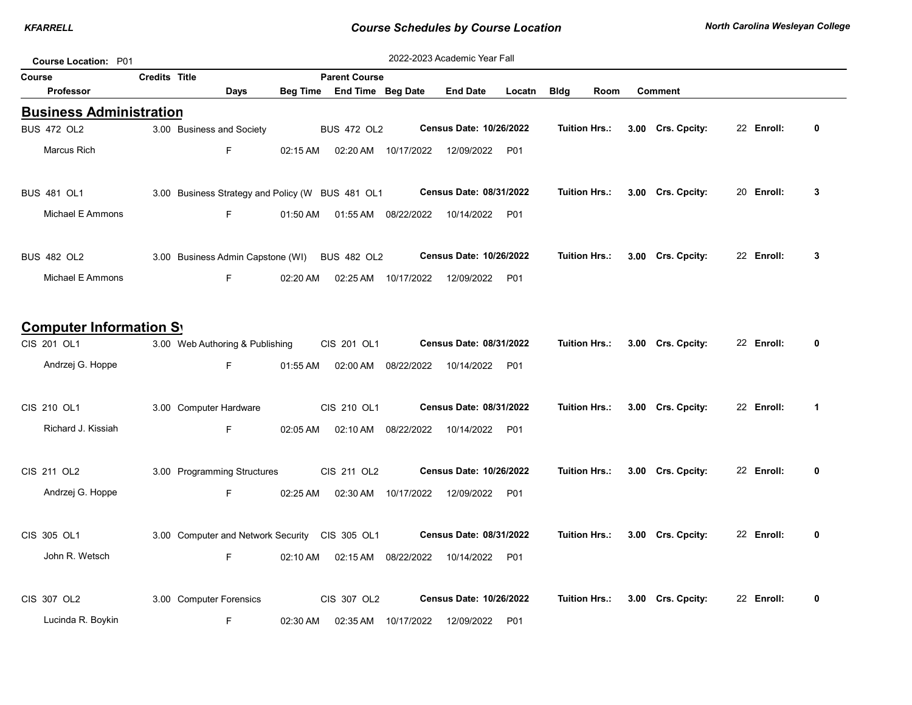Course Location: P01

2022-2023 Academic Year Fall

| Course | Credits | Title | Parent Course | | | | | | | | | |
|---|---|---|---|---|---|---|---|---|---|---|---|---|
| Professor | | Days | Beg Time | End Time | Beg Date | End Date | Locatn | Bldg | Room | Comment | | |

## Business Administration

| Course | Credits | Title | Parent Course | Census Date | Tuition Hrs. | Crs. Cpcity | Enroll |
|---|---|---|---|---|---|---|---|
| BUS 472 OL2 | 3.00 | Business and Society | BUS 472 OL2 | 10/26/2022 | 3.00 | 22 | 0 |
| BUS 481 OL1 | 3.00 | Business Strategy and Policy (W | BUS 481 OL1 | 08/31/2022 | 3.00 | 20 | 3 |
| BUS 482 OL2 | 3.00 | Business Admin Capstone (WI) | BUS 482 OL2 | 10/26/2022 | 3.00 | 22 | 3 |

| Course | Professor | Days | Beg Time | End Time | Beg Date | End Date | Locatn | Bldg | Room | Comment |
|---|---|---|---|---|---|---|---|---|---|---|
| BUS 472 OL2 | Marcus Rich | F | 02:15 AM | 02:20 AM | 10/17/2022 | 12/09/2022 | P01 | | | |
| BUS 481 OL1 | Michael E Ammons | F | 01:50 AM | 01:55 AM | 08/22/2022 | 10/14/2022 | P01 | | | |
| BUS 482 OL2 | Michael E Ammons | F | 02:20 AM | 02:25 AM | 10/17/2022 | 12/09/2022 | P01 | | | |

## Computer Information Sy

| Course | Credits | Title | Parent Course | Census Date | Tuition Hrs. | Crs. Cpcity | Enroll |
|---|---|---|---|---|---|---|---|
| CIS 201 OL1 | 3.00 | Web Authoring & Publishing | CIS 201 OL1 | 08/31/2022 | 3.00 | 22 | 0 |
| CIS 210 OL1 | 3.00 | Computer Hardware | CIS 210 OL1 | 08/31/2022 | 3.00 | 22 | 1 |
| CIS 211 OL2 | 3.00 | Programming Structures | CIS 211 OL2 | 10/26/2022 | 3.00 | 22 | 0 |
| CIS 305 OL1 | 3.00 | Computer and Network Security | CIS 305 OL1 | 08/31/2022 | 3.00 | 22 | 0 |
| CIS 307 OL2 | 3.00 | Computer Forensics | CIS 307 OL2 | 10/26/2022 | 3.00 | 22 | 0 |

| Course | Professor | Days | Beg Time | End Time | Beg Date | End Date | Locatn | Bldg | Room | Comment |
|---|---|---|---|---|---|---|---|---|---|---|
| CIS 201 OL1 | Andrzej G. Hoppe | F | 01:55 AM | 02:00 AM | 08/22/2022 | 10/14/2022 | P01 | | | |
| CIS 210 OL1 | Richard J. Kissiah | F | 02:05 AM | 02:10 AM | 08/22/2022 | 10/14/2022 | P01 | | | |
| CIS 211 OL2 | Andrzej G. Hoppe | F | 02:25 AM | 02:30 AM | 10/17/2022 | 12/09/2022 | P01 | | | |
| CIS 305 OL1 | John R. Wetsch | F | 02:10 AM | 02:15 AM | 08/22/2022 | 10/14/2022 | P01 | | | |
| CIS 307 OL2 | Lucinda R. Boykin | F | 02:30 AM | 02:35 AM | 10/17/2022 | 12/09/2022 | P01 | | | |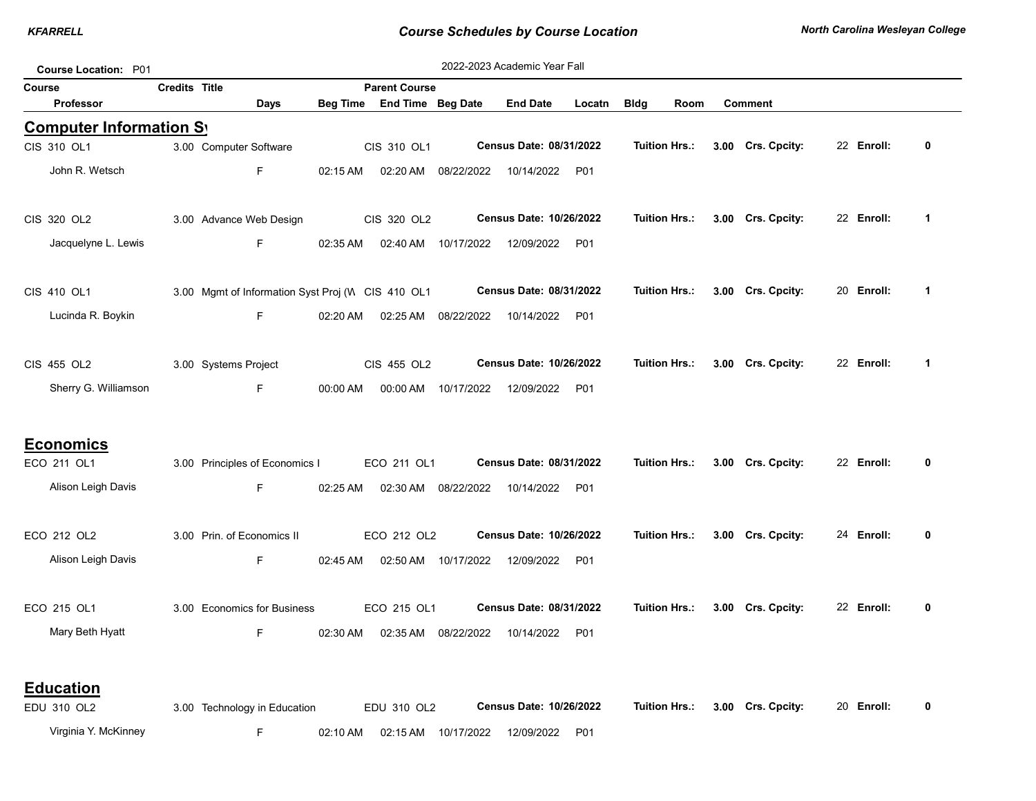Course Schedules by Course Location

North Carolina Wesleyan College

Course Location: P01

2022-2023 Academic Year Fall

| Course | Credits | Title | Parent Course | | | | | | | | | |
|---|---|---|---|---|---|---|---|---|---|---|---|---|
| Professor | | Days | Beg Time | End Time | Beg Date | End Date | Locatn | Bldg | Room | Comment | | |

## Computer Information Sy

| Course | Credits | Title | Parent Course | Census Date | Tuition Hrs. | Crs. Cpcity | Enroll |
|---|---|---|---|---|---|---|---|
| CIS 310 OL1 | 3.00 | Computer Software | CIS 310 OL1 | 08/31/2022 | 3.00 | 22 | 0 |
| CIS 320 OL2 | 3.00 | Advance Web Design | CIS 320 OL2 | 10/26/2022 | 3.00 | 22 | 1 |
| CIS 410 OL1 | 3.00 | Mgmt of Information Syst Proj (W | CIS 410 OL1 | 08/31/2022 | 3.00 | 20 | 1 |
| CIS 455 OL2 | 3.00 | Systems Project | CIS 455 OL2 | 10/26/2022 | 3.00 | 22 | 1 |

| Professor | Days | Beg Time | End Time | Beg Date | End Date | Locatn | Bldg | Room | Comment |
|---|---|---|---|---|---|---|---|---|---|
| John R. Wetsch | F | 02:15 AM | 02:20 AM | 08/22/2022 | 10/14/2022 | P01 | | | |
| Jacquelyne L. Lewis | F | 02:35 AM | 02:40 AM | 10/17/2022 | 12/09/2022 | P01 | | | |
| Lucinda R. Boykin | F | 02:20 AM | 02:25 AM | 08/22/2022 | 10/14/2022 | P01 | | | |
| Sherry G. Williamson | F | 00:00 AM | 00:00 AM | 10/17/2022 | 12/09/2022 | P01 | | | |

## Economics

| Course | Credits | Title | Parent Course | Census Date | Tuition Hrs. | Crs. Cpcity | Enroll |
|---|---|---|---|---|---|---|---|
| ECO 211 OL1 | 3.00 | Principles of Economics I | ECO 211 OL1 | 08/31/2022 | 3.00 | 22 | 0 |
| ECO 212 OL2 | 3.00 | Prin. of Economics II | ECO 212 OL2 | 10/26/2022 | 3.00 | 24 | 0 |
| ECO 215 OL1 | 3.00 | Economics for Business | ECO 215 OL1 | 08/31/2022 | 3.00 | 22 | 0 |

| Professor | Days | Beg Time | End Time | Beg Date | End Date | Locatn | Bldg | Room | Comment |
|---|---|---|---|---|---|---|---|---|---|
| Alison Leigh Davis | F | 02:25 AM | 02:30 AM | 08/22/2022 | 10/14/2022 | P01 | | | |
| Alison Leigh Davis | F | 02:45 AM | 02:50 AM | 10/17/2022 | 12/09/2022 | P01 | | | |
| Mary Beth Hyatt | F | 02:30 AM | 02:35 AM | 08/22/2022 | 10/14/2022 | P01 | | | |

## Education

| Course | Credits | Title | Parent Course | Census Date | Tuition Hrs. | Crs. Cpcity | Enroll |
|---|---|---|---|---|---|---|---|
| EDU 310 OL2 | 3.00 | Technology in Education | EDU 310 OL2 | 10/26/2022 | 3.00 | 20 | 0 |

| Professor | Days | Beg Time | End Time | Beg Date | End Date | Locatn | Bldg | Room | Comment |
|---|---|---|---|---|---|---|---|---|---|
| Virginia Y. McKinney | F | 02:10 AM | 02:15 AM | 10/17/2022 | 12/09/2022 | P01 | | | |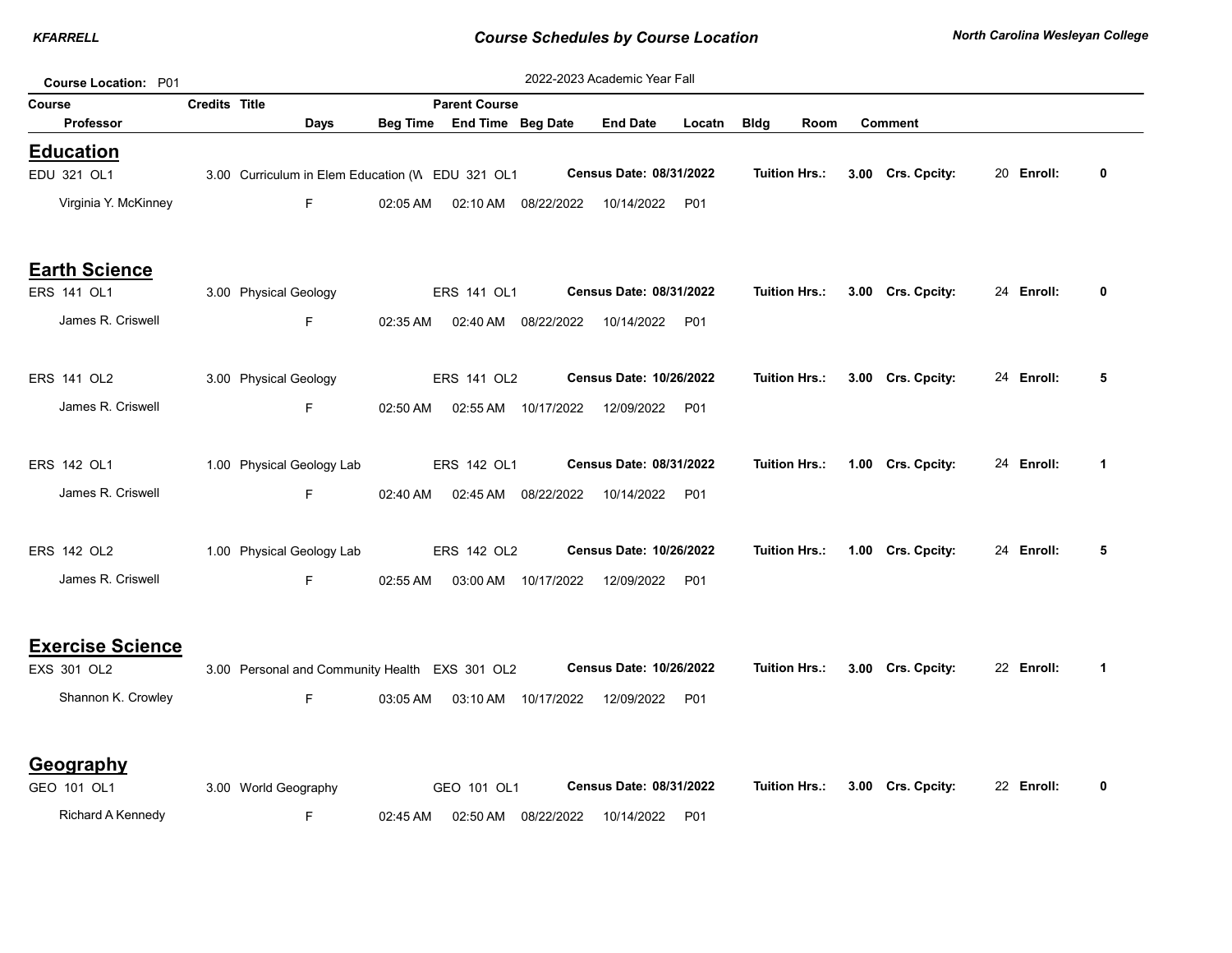**Course Location:** P01

2022-2023 Academic Year Fall

| Course | Credits | Title | Parent Course | | | | | | | |
|---|---|---|---|---|---|---|---|---|---|---|
| Professor | | Days | Beg Time | End Time | Beg Date | End Date | Locatn | Bldg | Room | Comment |

## Education

| Course | Credits | Title | Parent Course | Census Date | Tuition Hrs. | Crs. Cpcity | Enroll |
|---|---|---|---|---|---|---|---|
| EDU 321 OL1 | 3.00 | Curriculum in Elem Education (W | EDU 321 OL1 | 08/31/2022 | 3.00 | 20 | 0 |

| Professor | Days | Beg Time | End Time | Beg Date | End Date | Locatn |
|---|---|---|---|---|---|---|
| Virginia Y. McKinney | F | 02:05 AM | 02:10 AM | 08/22/2022 | 10/14/2022 | P01 |

## Earth Science

| Course | Credits | Title | Parent Course | Census Date | Tuition Hrs. | Crs. Cpcity | Enroll |
|---|---|---|---|---|---|---|---|
| ERS 141 OL1 | 3.00 | Physical Geology | ERS 141 OL1 | 08/31/2022 | 3.00 | 24 | 0 |

| Professor | Days | Beg Time | End Time | Beg Date | End Date | Locatn |
|---|---|---|---|---|---|---|
| James R. Criswell | F | 02:35 AM | 02:40 AM | 08/22/2022 | 10/14/2022 | P01 |

| Course | Credits | Title | Parent Course | Census Date | Tuition Hrs. | Crs. Cpcity | Enroll |
|---|---|---|---|---|---|---|---|
| ERS 141 OL2 | 3.00 | Physical Geology | ERS 141 OL2 | 10/26/2022 | 3.00 | 24 | 5 |

| Professor | Days | Beg Time | End Time | Beg Date | End Date | Locatn |
|---|---|---|---|---|---|---|
| James R. Criswell | F | 02:50 AM | 02:55 AM | 10/17/2022 | 12/09/2022 | P01 |

| Course | Credits | Title | Parent Course | Census Date | Tuition Hrs. | Crs. Cpcity | Enroll |
|---|---|---|---|---|---|---|---|
| ERS 142 OL1 | 1.00 | Physical Geology Lab | ERS 142 OL1 | 08/31/2022 | 1.00 | 24 | 1 |

| Professor | Days | Beg Time | End Time | Beg Date | End Date | Locatn |
|---|---|---|---|---|---|---|
| James R. Criswell | F | 02:40 AM | 02:45 AM | 08/22/2022 | 10/14/2022 | P01 |

| Course | Credits | Title | Parent Course | Census Date | Tuition Hrs. | Crs. Cpcity | Enroll |
|---|---|---|---|---|---|---|---|
| ERS 142 OL2 | 1.00 | Physical Geology Lab | ERS 142 OL2 | 10/26/2022 | 1.00 | 24 | 5 |

| Professor | Days | Beg Time | End Time | Beg Date | End Date | Locatn |
|---|---|---|---|---|---|---|
| James R. Criswell | F | 02:55 AM | 03:00 AM | 10/17/2022 | 12/09/2022 | P01 |

## Exercise Science

| Course | Credits | Title | Parent Course | Census Date | Tuition Hrs. | Crs. Cpcity | Enroll |
|---|---|---|---|---|---|---|---|
| EXS 301 OL2 | 3.00 | Personal and Community Health | EXS 301 OL2 | 10/26/2022 | 3.00 | 22 | 1 |

| Professor | Days | Beg Time | End Time | Beg Date | End Date | Locatn |
|---|---|---|---|---|---|---|
| Shannon K. Crowley | F | 03:05 AM | 03:10 AM | 10/17/2022 | 12/09/2022 | P01 |

## Geography

| Course | Credits | Title | Parent Course | Census Date | Tuition Hrs. | Crs. Cpcity | Enroll |
|---|---|---|---|---|---|---|---|
| GEO 101 OL1 | 3.00 | World Geography | GEO 101 OL1 | 08/31/2022 | 3.00 | 22 | 0 |

| Professor | Days | Beg Time | End Time | Beg Date | End Date | Locatn |
|---|---|---|---|---|---|---|
| Richard A Kennedy | F | 02:45 AM | 02:50 AM | 08/22/2022 | 10/14/2022 | P01 |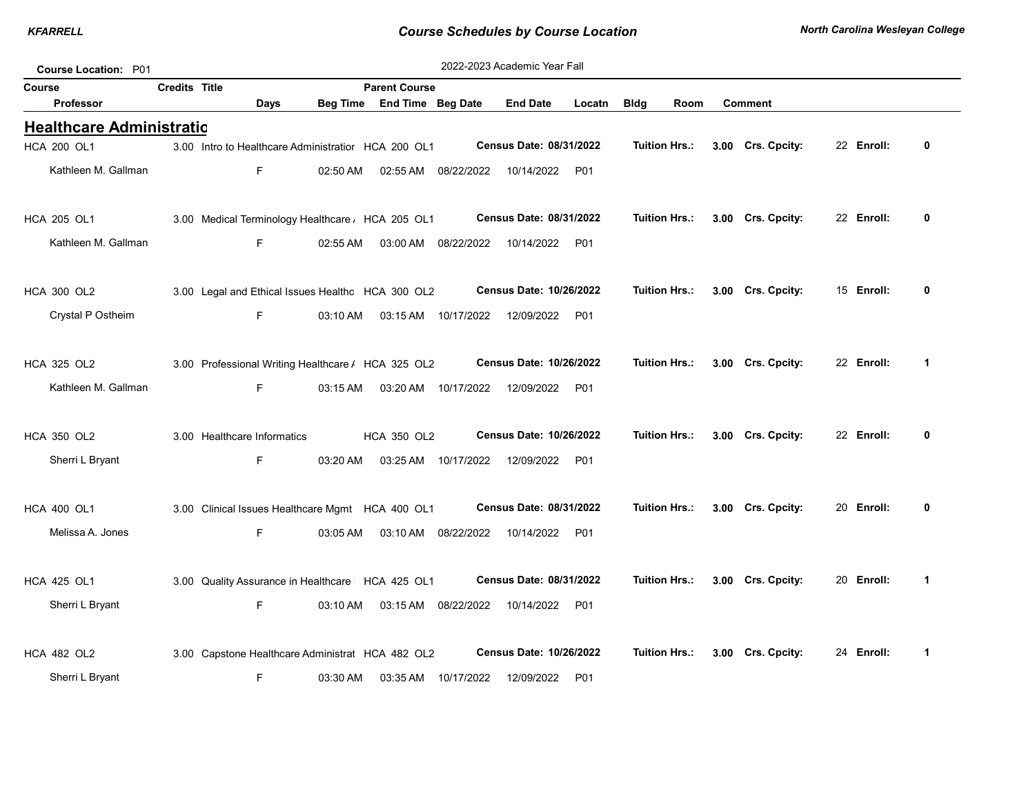**Course Location:** P01

2022-2023 Academic Year Fall

## Healthcare Administratio

| Course | Credits | Title | Parent Course | | | Census Date | Tuition Hrs. | Crs. Cpcity | Enroll |
|---|---|---|---|---|---|---|---|---|---|
| **Professor** | **Days** | **Beg Time** | **End Time** | **Beg Date** | **End Date** | **Locatn** | **Bldg** | **Room** | **Comment** |
| HCA 200 OL1 | 3.00 | Intro to Healthcare Administratior | HCA 200 OL1 | | | 08/31/2022 | 3.00 | 22 | 0 |
| Kathleen M. Gallman | F | 02:50 AM | 02:55 AM | 08/22/2022 | 10/14/2022 | P01 | | | |
| HCA 205 OL1 | 3.00 | Medical Terminology Healthcare / | HCA 205 OL1 | | | 08/31/2022 | 3.00 | 22 | 0 |
| Kathleen M. Gallman | F | 02:55 AM | 03:00 AM | 08/22/2022 | 10/14/2022 | P01 | | | |
| HCA 300 OL2 | 3.00 | Legal and Ethical Issues Healthc | HCA 300 OL2 | | | 10/26/2022 | 3.00 | 15 | 0 |
| Crystal P Ostheim | F | 03:10 AM | 03:15 AM | 10/17/2022 | 12/09/2022 | P01 | | | |
| HCA 325 OL2 | 3.00 | Professional Writing Healthcare / | HCA 325 OL2 | | | 10/26/2022 | 3.00 | 22 | 1 |
| Kathleen M. Gallman | F | 03:15 AM | 03:20 AM | 10/17/2022 | 12/09/2022 | P01 | | | |
| HCA 350 OL2 | 3.00 | Healthcare Informatics | HCA 350 OL2 | | | 10/26/2022 | 3.00 | 22 | 0 |
| Sherri L Bryant | F | 03:20 AM | 03:25 AM | 10/17/2022 | 12/09/2022 | P01 | | | |
| HCA 400 OL1 | 3.00 | Clinical Issues Healthcare Mgmt | HCA 400 OL1 | | | 08/31/2022 | 3.00 | 20 | 0 |
| Melissa A. Jones | F | 03:05 AM | 03:10 AM | 08/22/2022 | 10/14/2022 | P01 | | | |
| HCA 425 OL1 | 3.00 | Quality Assurance in Healthcare | HCA 425 OL1 | | | 08/31/2022 | 3.00 | 20 | 1 |
| Sherri L Bryant | F | 03:10 AM | 03:15 AM | 08/22/2022 | 10/14/2022 | P01 | | | |
| HCA 482 OL2 | 3.00 | Capstone Healthcare Administrat | HCA 482 OL2 | | | 10/26/2022 | 3.00 | 24 | 1 |
| Sherri L Bryant | F | 03:30 AM | 03:35 AM | 10/17/2022 | 12/09/2022 | P01 | | | |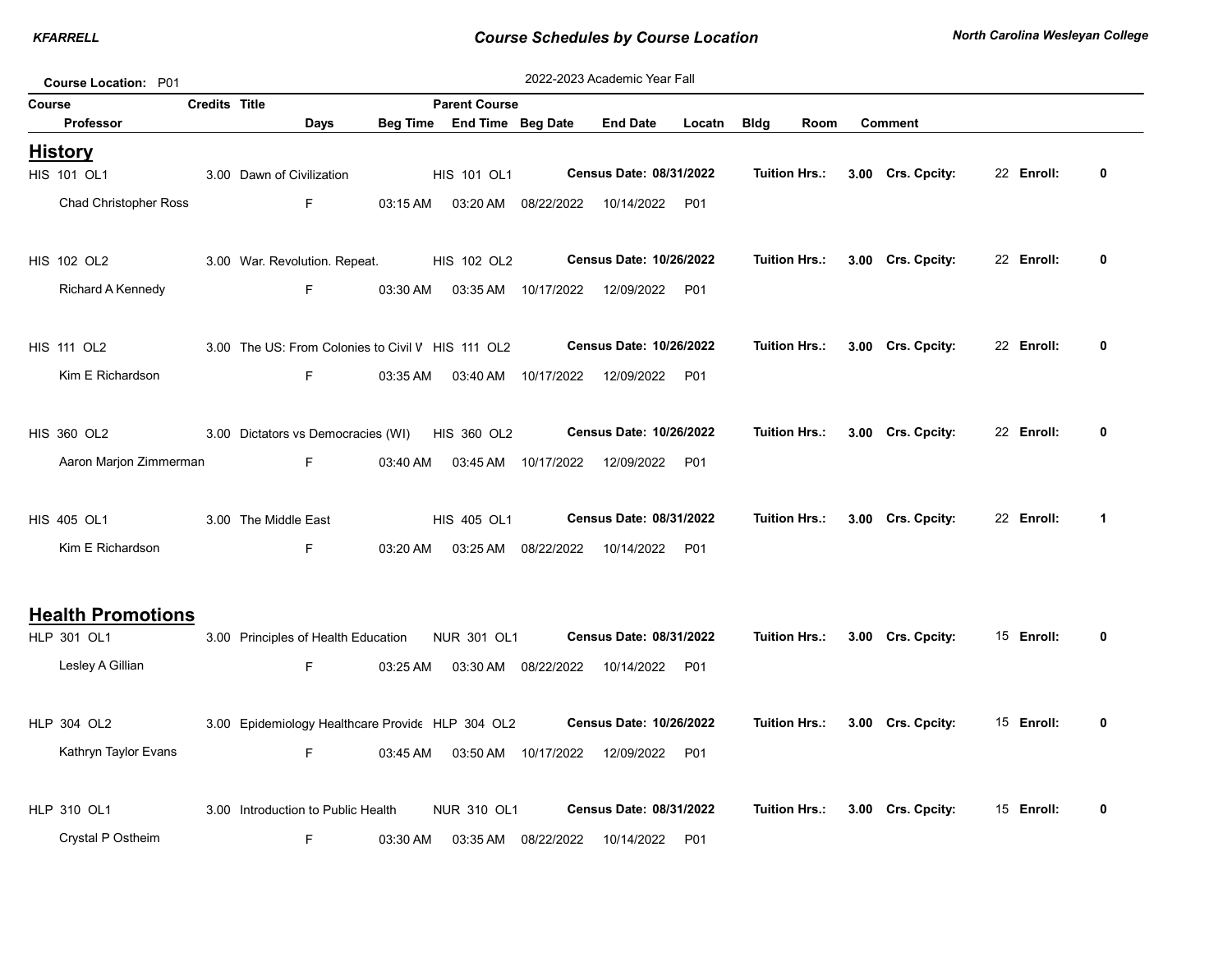Course Location: P01

2022-2023 Academic Year Fall

| Course | Credits | Title | Parent Course | | | | | | | | | | |
|---|---|---|---|---|---|---|---|---|---|---|---|---|---|
| Professor | | Days | Beg Time | End Time | Beg Date | End Date | Locatn | Bldg | Room | Comment | | | |

## History

| Course / Professor | Credits | Title / Days | Beg Time | Parent Course / End Time | Beg Date | Census Date / End Date | Locatn | Tuition Hrs. | Crs. Cpcity | Enroll |
|---|---|---|---|---|---|---|---|---|---|---|
| HIS 101 OL1 | 3.00 | Dawn of Civilization | | HIS 101 OL1 | | Census Date: 08/31/2022 | | 3.00 | 22 | 0 |
| Chad Christopher Ross | | F | 03:15 AM | 03:20 AM | 08/22/2022 | 10/14/2022 | P01 | | | |
| HIS 102 OL2 | 3.00 | War. Revolution. Repeat. | | HIS 102 OL2 | | Census Date: 10/26/2022 | | 3.00 | 22 | 0 |
| Richard A Kennedy | | F | 03:30 AM | 03:35 AM | 10/17/2022 | 12/09/2022 | P01 | | | |
| HIS 111 OL2 | 3.00 | The US: From Colonies to Civil W | | HIS 111 OL2 | | Census Date: 10/26/2022 | | 3.00 | 22 | 0 |
| Kim E Richardson | | F | 03:35 AM | 03:40 AM | 10/17/2022 | 12/09/2022 | P01 | | | |
| HIS 360 OL2 | 3.00 | Dictators vs Democracies (WI) | | HIS 360 OL2 | | Census Date: 10/26/2022 | | 3.00 | 22 | 0 |
| Aaron Marjon Zimmerman | | F | 03:40 AM | 03:45 AM | 10/17/2022 | 12/09/2022 | P01 | | | |
| HIS 405 OL1 | 3.00 | The Middle East | | HIS 405 OL1 | | Census Date: 08/31/2022 | | 3.00 | 22 | 1 |
| Kim E Richardson | | F | 03:20 AM | 03:25 AM | 08/22/2022 | 10/14/2022 | P01 | | | |

## Health Promotions

| Course / Professor | Credits | Title / Days | Beg Time | Parent Course / End Time | Beg Date | Census Date / End Date | Locatn | Tuition Hrs. | Crs. Cpcity | Enroll |
|---|---|---|---|---|---|---|---|---|---|---|
| HLP 301 OL1 | 3.00 | Principles of Health Education | | NUR 301 OL1 | | Census Date: 08/31/2022 | | 3.00 | 15 | 0 |
| Lesley A Gillian | | F | 03:25 AM | 03:30 AM | 08/22/2022 | 10/14/2022 | P01 | | | |
| HLP 304 OL2 | 3.00 | Epidemiology Healthcare Provide | | HLP 304 OL2 | | Census Date: 10/26/2022 | | 3.00 | 15 | 0 |
| Kathryn Taylor Evans | | F | 03:45 AM | 03:50 AM | 10/17/2022 | 12/09/2022 | P01 | | | |
| HLP 310 OL1 | 3.00 | Introduction to Public Health | | NUR 310 OL1 | | Census Date: 08/31/2022 | | 3.00 | 15 | 0 |
| Crystal P Ostheim | | F | 03:30 AM | 03:35 AM | 08/22/2022 | 10/14/2022 | P01 | | | |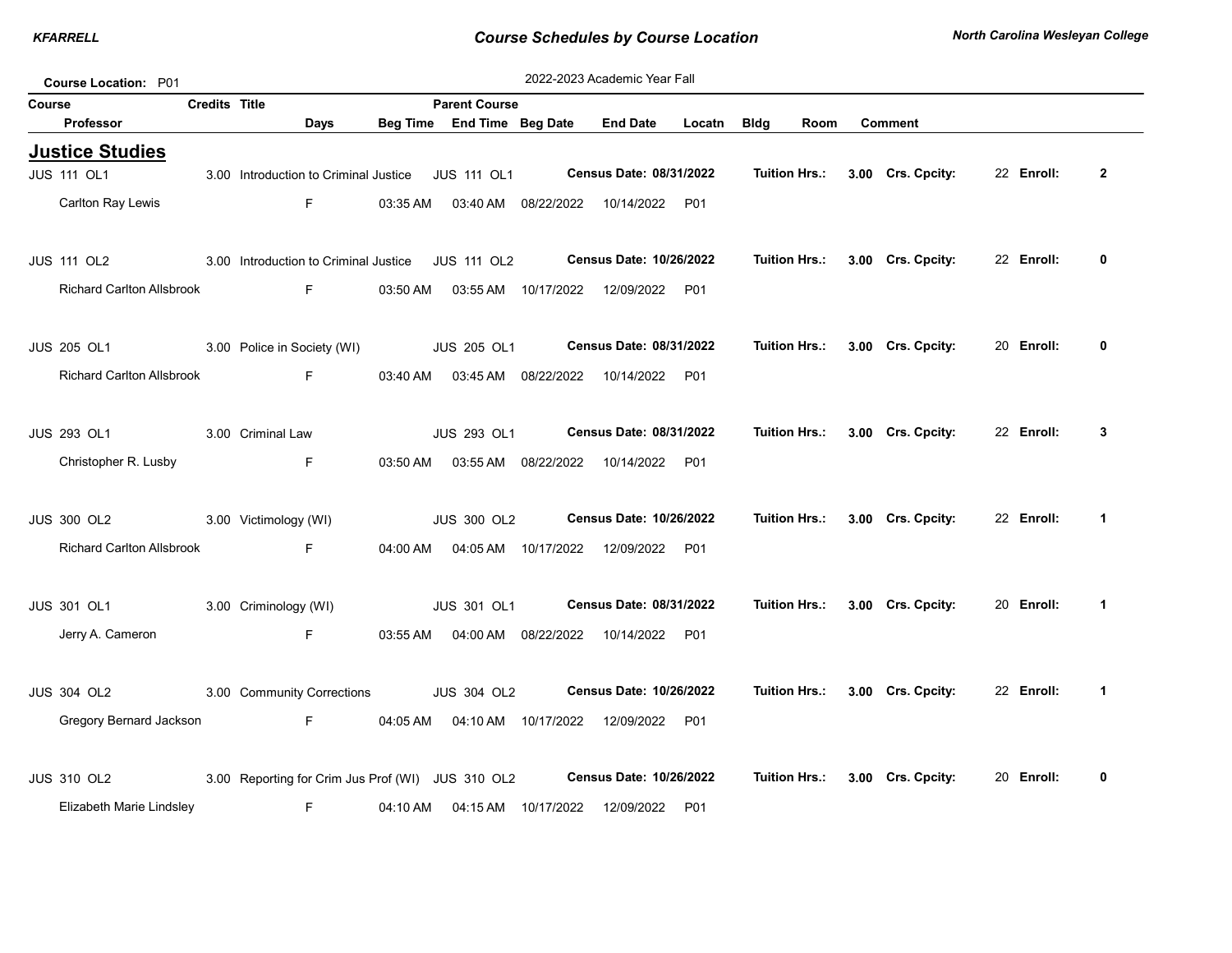**Course Location:** P01

2022-2023 Academic Year Fall

## Justice Studies

| Course | Credits | Title | Parent Course | Census Date | Tuition Hrs. | Crs. Cpcity | Enroll |
|---|---|---|---|---|---|---|---|
| JUS 111 OL1 | 3.00 | Introduction to Criminal Justice | JUS 111 OL1 | 08/31/2022 | 3.00 | 22 | 2 |
| JUS 111 OL2 | 3.00 | Introduction to Criminal Justice | JUS 111 OL2 | 10/26/2022 | 3.00 | 22 | 0 |
| JUS 205 OL1 | 3.00 | Police in Society (WI) | JUS 205 OL1 | 08/31/2022 | 3.00 | 20 | 0 |
| JUS 293 OL1 | 3.00 | Criminal Law | JUS 293 OL1 | 08/31/2022 | 3.00 | 22 | 3 |
| JUS 300 OL2 | 3.00 | Victimology (WI) | JUS 300 OL2 | 10/26/2022 | 3.00 | 22 | 1 |
| JUS 301 OL1 | 3.00 | Criminology (WI) | JUS 301 OL1 | 08/31/2022 | 3.00 | 20 | 1 |
| JUS 304 OL2 | 3.00 | Community Corrections | JUS 304 OL2 | 10/26/2022 | 3.00 | 22 | 1 |
| JUS 310 OL2 | 3.00 | Reporting for Crim Jus Prof (WI) | JUS 310 OL2 | 10/26/2022 | 3.00 | 20 | 0 |

| Course | Professor | Days | Beg Time | End Time | Beg Date | End Date | Locatn | Bldg | Room | Comment |
|---|---|---|---|---|---|---|---|---|---|---|
| JUS 111 OL1 | Carlton Ray Lewis | F | 03:35 AM | 03:40 AM | 08/22/2022 | 10/14/2022 | P01 | | | |
| JUS 111 OL2 | Richard Carlton Allsbrook | F | 03:50 AM | 03:55 AM | 10/17/2022 | 12/09/2022 | P01 | | | |
| JUS 205 OL1 | Richard Carlton Allsbrook | F | 03:40 AM | 03:45 AM | 08/22/2022 | 10/14/2022 | P01 | | | |
| JUS 293 OL1 | Christopher R. Lusby | F | 03:50 AM | 03:55 AM | 08/22/2022 | 10/14/2022 | P01 | | | |
| JUS 300 OL2 | Richard Carlton Allsbrook | F | 04:00 AM | 04:05 AM | 10/17/2022 | 12/09/2022 | P01 | | | |
| JUS 301 OL1 | Jerry A. Cameron | F | 03:55 AM | 04:00 AM | 08/22/2022 | 10/14/2022 | P01 | | | |
| JUS 304 OL2 | Gregory Bernard Jackson | F | 04:05 AM | 04:10 AM | 10/17/2022 | 12/09/2022 | P01 | | | |
| JUS 310 OL2 | Elizabeth Marie Lindsley | F | 04:10 AM | 04:15 AM | 10/17/2022 | 12/09/2022 | P01 | | | |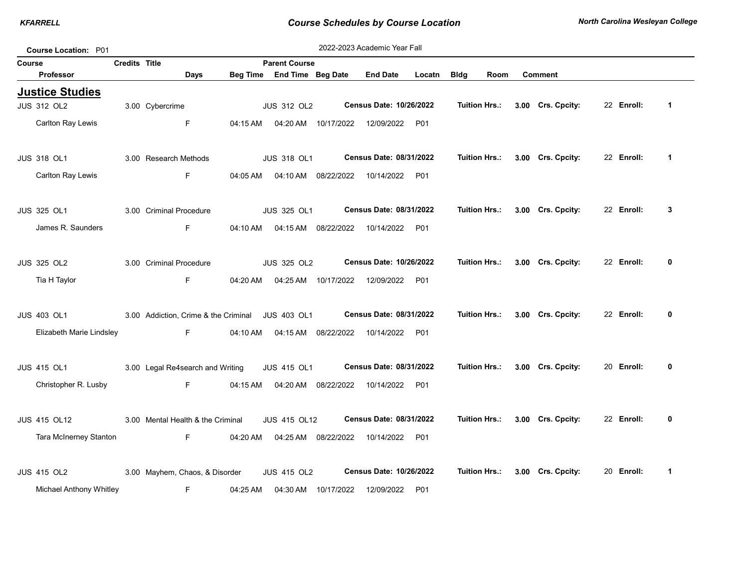Course Location: P01

2022-2023 Academic Year Fall

## Justice Studies

| Course | Credits | Title | Parent Course | | | | | | |
|---|---|---|---|---|---|---|---|---|---|
| Professor | | Days | Beg Time | End Time | Beg Date | End Date | Locatn | Bldg | Room | Comment |
| JUS 312 OL2 | 3.00 | Cybercrime | JUS 312 OL2 | **Census Date: 10/26/2022** | **Tuition Hrs.:** **3.00** | **Crs. Cpcity:** 22 | **Enroll:** **1** | | |
| Carlton Ray Lewis | | F | 04:15 AM | 04:20 AM | 10/17/2022 | 12/09/2022 | P01 | | |
| JUS 318 OL1 | 3.00 | Research Methods | JUS 318 OL1 | **Census Date: 08/31/2022** | **Tuition Hrs.:** **3.00** | **Crs. Cpcity:** 22 | **Enroll:** **1** | | |
| Carlton Ray Lewis | | F | 04:05 AM | 04:10 AM | 08/22/2022 | 10/14/2022 | P01 | | |
| JUS 325 OL1 | 3.00 | Criminal Procedure | JUS 325 OL1 | **Census Date: 08/31/2022** | **Tuition Hrs.:** **3.00** | **Crs. Cpcity:** 22 | **Enroll:** **3** | | |
| James R. Saunders | | F | 04:10 AM | 04:15 AM | 08/22/2022 | 10/14/2022 | P01 | | |
| JUS 325 OL2 | 3.00 | Criminal Procedure | JUS 325 OL2 | **Census Date: 10/26/2022** | **Tuition Hrs.:** **3.00** | **Crs. Cpcity:** 22 | **Enroll:** **0** | | |
| Tia H Taylor | | F | 04:20 AM | 04:25 AM | 10/17/2022 | 12/09/2022 | P01 | | |
| JUS 403 OL1 | 3.00 | Addiction, Crime & the Criminal | JUS 403 OL1 | **Census Date: 08/31/2022** | **Tuition Hrs.:** **3.00** | **Crs. Cpcity:** 22 | **Enroll:** **0** | | |
| Elizabeth Marie Lindsley | | F | 04:10 AM | 04:15 AM | 08/22/2022 | 10/14/2022 | P01 | | |
| JUS 415 OL1 | 3.00 | Legal Re4search and Writing | JUS 415 OL1 | **Census Date: 08/31/2022** | **Tuition Hrs.:** **3.00** | **Crs. Cpcity:** 20 | **Enroll:** **0** | | |
| Christopher R. Lusby | | F | 04:15 AM | 04:20 AM | 08/22/2022 | 10/14/2022 | P01 | | |
| JUS 415 OL12 | 3.00 | Mental Health & the Criminal | JUS 415 OL12 | **Census Date: 08/31/2022** | **Tuition Hrs.:** **3.00** | **Crs. Cpcity:** 22 | **Enroll:** **0** | | |
| Tara McInerney Stanton | | F | 04:20 AM | 04:25 AM | 08/22/2022 | 10/14/2022 | P01 | | |
| JUS 415 OL2 | 3.00 | Mayhem, Chaos, & Disorder | JUS 415 OL2 | **Census Date: 10/26/2022** | **Tuition Hrs.:** **3.00** | **Crs. Cpcity:** 20 | **Enroll:** **1** | | |
| Michael Anthony Whitley | | F | 04:25 AM | 04:30 AM | 10/17/2022 | 12/09/2022 | P01 | | |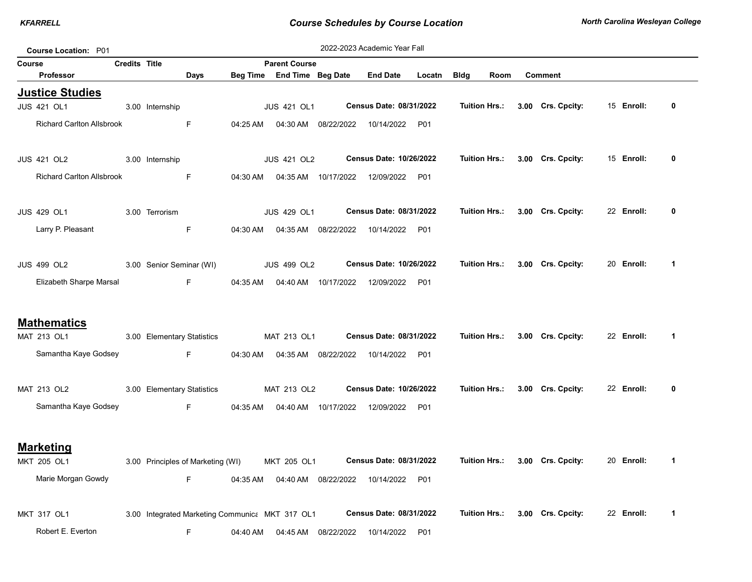**Course Location:** P01

2022-2023 Academic Year Fall

| Course | Credits | Title | Days | Beg Time | Parent Course / End Time | Beg Date | End Date | Locatn | Bldg | Room | Comment |
|---|---|---|---|---|---|---|---|---|---|---|---|
| Professor | | | | | | | | | | | |

## Justice Studies

| Course | Credits | Title | Parent Course | Census Date | Tuition Hrs. | Crs. Cpcity | Enroll |
|---|---|---|---|---|---|---|---|
| JUS 421 OL1 | 3.00 | Internship | JUS 421 OL1 | 08/31/2022 | 3.00 | 15 | 0 |
| JUS 421 OL2 | 3.00 | Internship | JUS 421 OL2 | 10/26/2022 | 3.00 | 15 | 0 |
| JUS 429 OL1 | 3.00 | Terrorism | JUS 429 OL1 | 08/31/2022 | 3.00 | 22 | 0 |
| JUS 499 OL2 | 3.00 | Senior Seminar (WI) | JUS 499 OL2 | 10/26/2022 | 3.00 | 20 | 1 |

| Course | Professor | Days | Beg Time | End Time | Beg Date | End Date | Locatn |
|---|---|---|---|---|---|---|---|
| JUS 421 OL1 | Richard Carlton Allsbrook | F | 04:25 AM | 04:30 AM | 08/22/2022 | 10/14/2022 | P01 |
| JUS 421 OL2 | Richard Carlton Allsbrook | F | 04:30 AM | 04:35 AM | 10/17/2022 | 12/09/2022 | P01 |
| JUS 429 OL1 | Larry P. Pleasant | F | 04:30 AM | 04:35 AM | 08/22/2022 | 10/14/2022 | P01 |
| JUS 499 OL2 | Elizabeth Sharpe Marsal | F | 04:35 AM | 04:40 AM | 10/17/2022 | 12/09/2022 | P01 |

## Mathematics

| Course | Credits | Title | Parent Course | Census Date | Tuition Hrs. | Crs. Cpcity | Enroll |
|---|---|---|---|---|---|---|---|
| MAT 213 OL1 | 3.00 | Elementary Statistics | MAT 213 OL1 | 08/31/2022 | 3.00 | 22 | 1 |
| MAT 213 OL2 | 3.00 | Elementary Statistics | MAT 213 OL2 | 10/26/2022 | 3.00 | 22 | 0 |

| Course | Professor | Days | Beg Time | End Time | Beg Date | End Date | Locatn |
|---|---|---|---|---|---|---|---|
| MAT 213 OL1 | Samantha Kaye Godsey | F | 04:30 AM | 04:35 AM | 08/22/2022 | 10/14/2022 | P01 |
| MAT 213 OL2 | Samantha Kaye Godsey | F | 04:35 AM | 04:40 AM | 10/17/2022 | 12/09/2022 | P01 |

## Marketing

| Course | Credits | Title | Parent Course | Census Date | Tuition Hrs. | Crs. Cpcity | Enroll |
|---|---|---|---|---|---|---|---|
| MKT 205 OL1 | 3.00 | Principles of Marketing (WI) | MKT 205 OL1 | 08/31/2022 | 3.00 | 20 | 1 |
| MKT 317 OL1 | 3.00 | Integrated Marketing Communica | MKT 317 OL1 | 08/31/2022 | 3.00 | 22 | 1 |

| Course | Professor | Days | Beg Time | End Time | Beg Date | End Date | Locatn |
|---|---|---|---|---|---|---|---|
| MKT 205 OL1 | Marie Morgan Gowdy | F | 04:35 AM | 04:40 AM | 08/22/2022 | 10/14/2022 | P01 |
| MKT 317 OL1 | Robert E. Everton | F | 04:40 AM | 04:45 AM | 08/22/2022 | 10/14/2022 | P01 |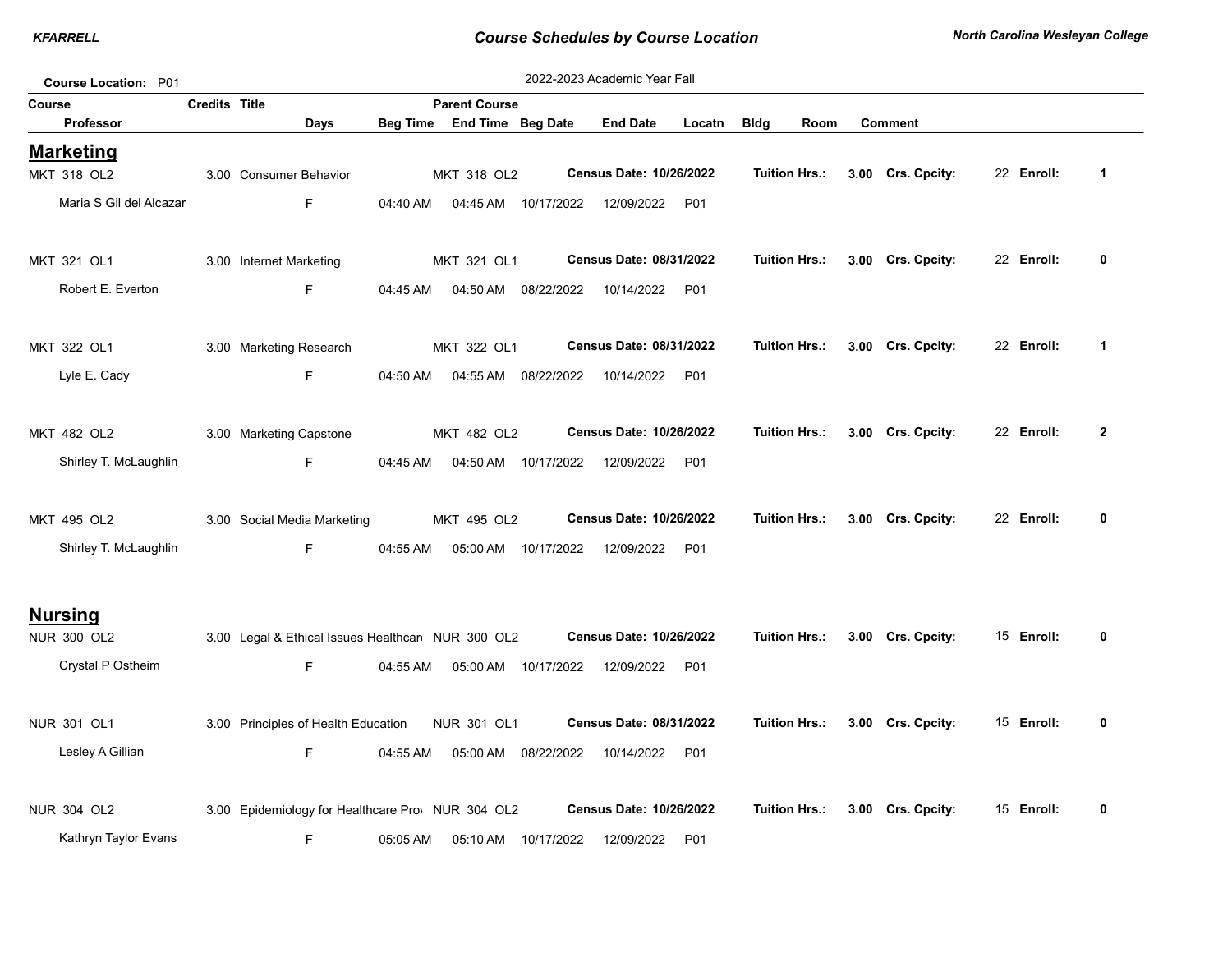**Course Schedules by Course Location**

**North Carolina Wesleyan College**

**Course Location:** P01

2022-2023 Academic Year Fall

| Course / Professor | Credits | Title / Days | Parent Course / Beg Time | End Time | Beg Date | End Date | Locatn | Bldg | Room | Comment |
|---|---|---|---|---|---|---|---|---|---|---|

## Marketing

| Course / Professor | Credits | Title / Days | Parent Course / Beg Time | End Time | Beg Date | End Date | Locatn | Census Date | Tuition Hrs. | Crs. Cpcity | Enroll |
|---|---|---|---|---|---|---|---|---|---|---|---|
| MKT 318 OL2 | 3.00 | Consumer Behavior | MKT 318 OL2 | | | | | 10/26/2022 | 3.00 | 22 | 1 |
| Maria S Gil del Alcazar | | F | 04:40 AM | 04:45 AM | 10/17/2022 | 12/09/2022 | P01 | | | | |
| MKT 321 OL1 | 3.00 | Internet Marketing | MKT 321 OL1 | | | | | 08/31/2022 | 3.00 | 22 | 0 |
| Robert E. Everton | | F | 04:45 AM | 04:50 AM | 08/22/2022 | 10/14/2022 | P01 | | | | |
| MKT 322 OL1 | 3.00 | Marketing Research | MKT 322 OL1 | | | | | 08/31/2022 | 3.00 | 22 | 1 |
| Lyle E. Cady | | F | 04:50 AM | 04:55 AM | 08/22/2022 | 10/14/2022 | P01 | | | | |
| MKT 482 OL2 | 3.00 | Marketing Capstone | MKT 482 OL2 | | | | | 10/26/2022 | 3.00 | 22 | 2 |
| Shirley T. McLaughlin | | F | 04:45 AM | 04:50 AM | 10/17/2022 | 12/09/2022 | P01 | | | | |
| MKT 495 OL2 | 3.00 | Social Media Marketing | MKT 495 OL2 | | | | | 10/26/2022 | 3.00 | 22 | 0 |
| Shirley T. McLaughlin | | F | 04:55 AM | 05:00 AM | 10/17/2022 | 12/09/2022 | P01 | | | | |

## Nursing

| Course / Professor | Credits | Title / Days | Parent Course / Beg Time | End Time | Beg Date | End Date | Locatn | Census Date | Tuition Hrs. | Crs. Cpcity | Enroll |
|---|---|---|---|---|---|---|---|---|---|---|---|
| NUR 300 OL2 | 3.00 | Legal & Ethical Issues Healthcar | NUR 300 OL2 | | | | | 10/26/2022 | 3.00 | 15 | 0 |
| Crystal P Ostheim | | F | 04:55 AM | 05:00 AM | 10/17/2022 | 12/09/2022 | P01 | | | | |
| NUR 301 OL1 | 3.00 | Principles of Health Education | NUR 301 OL1 | | | | | 08/31/2022 | 3.00 | 15 | 0 |
| Lesley A Gillian | | F | 04:55 AM | 05:00 AM | 08/22/2022 | 10/14/2022 | P01 | | | | |
| NUR 304 OL2 | 3.00 | Epidemiology for Healthcare Prov | NUR 304 OL2 | | | | | 10/26/2022 | 3.00 | 15 | 0 |
| Kathryn Taylor Evans | | F | 05:05 AM | 05:10 AM | 10/17/2022 | 12/09/2022 | P01 | | | | |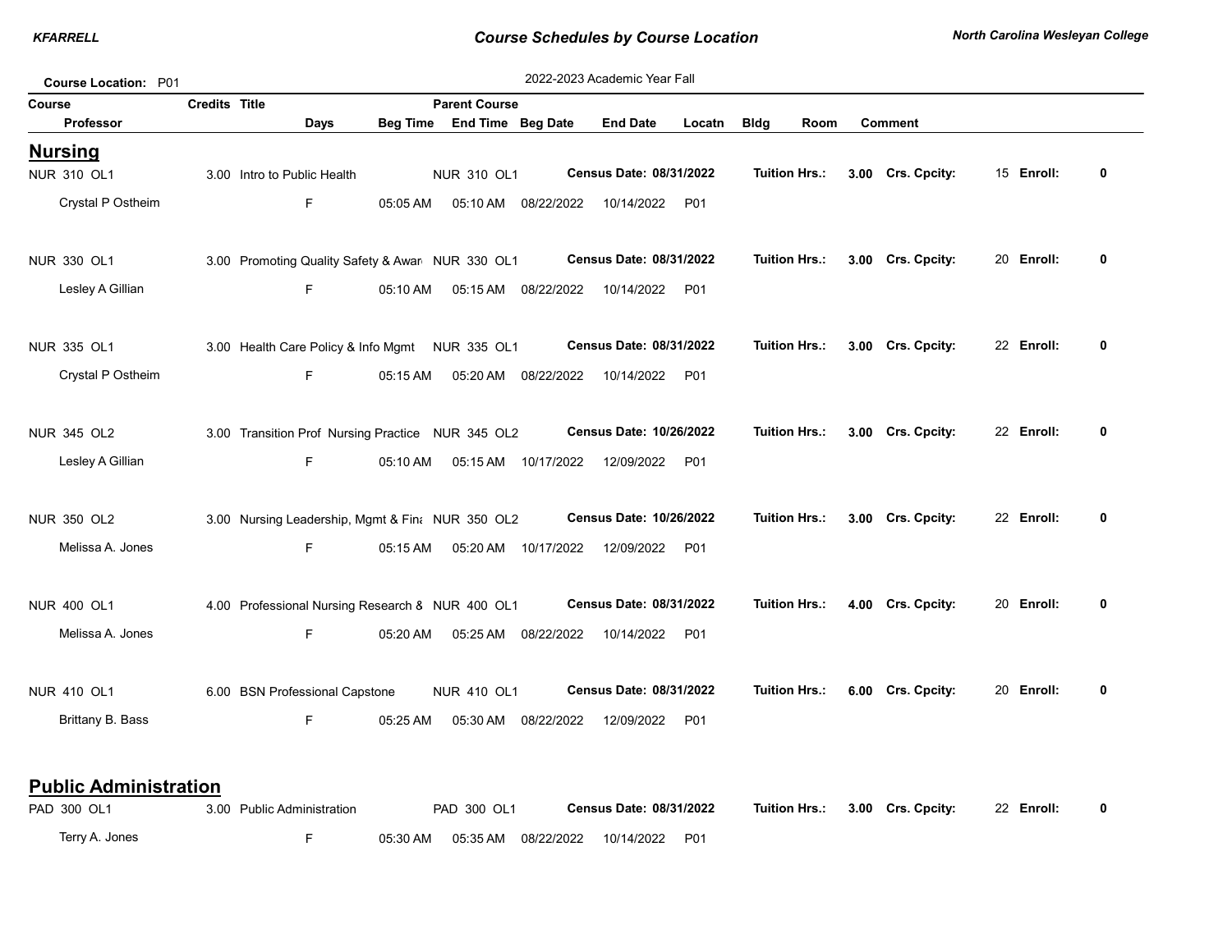Course Location: P01

2022-2023 Academic Year Fall

| Course | Credits | Title | Parent Course | | | | |
|---|---|---|---|---|---|---|---|
| Professor | Days | Beg Time | End Time | Beg Date | End Date | Locatn | Bldg | Room | Comment |

## Nursing

| Course / Professor | Credits | Title / Days | Beg Time | Parent Course / End Time | Beg Date | End Date | Locatn | Details |
|---|---|---|---|---|---|---|---|---|
| NUR 310 OL1 | 3.00 | Intro to Public Health | | NUR 310 OL1 | | | | Census Date: 08/31/2022 Tuition Hrs.: 3.00 Crs. Cpcity: 15 Enroll: 0 |
| Crystal P Ostheim | | F | 05:05 AM | 05:10 AM | 08/22/2022 | 10/14/2022 | P01 | |
| NUR 330 OL1 | 3.00 | Promoting Quality Safety & Awar | | NUR 330 OL1 | | | | Census Date: 08/31/2022 Tuition Hrs.: 3.00 Crs. Cpcity: 20 Enroll: 0 |
| Lesley A Gillian | | F | 05:10 AM | 05:15 AM | 08/22/2022 | 10/14/2022 | P01 | |
| NUR 335 OL1 | 3.00 | Health Care Policy & Info Mgmt | | NUR 335 OL1 | | | | Census Date: 08/31/2022 Tuition Hrs.: 3.00 Crs. Cpcity: 22 Enroll: 0 |
| Crystal P Ostheim | | F | 05:15 AM | 05:20 AM | 08/22/2022 | 10/14/2022 | P01 | |
| NUR 345 OL2 | 3.00 | Transition Prof Nursing Practice | | NUR 345 OL2 | | | | Census Date: 10/26/2022 Tuition Hrs.: 3.00 Crs. Cpcity: 22 Enroll: 0 |
| Lesley A Gillian | | F | 05:10 AM | 05:15 AM | 10/17/2022 | 12/09/2022 | P01 | |
| NUR 350 OL2 | 3.00 | Nursing Leadership, Mgmt & Fina | | NUR 350 OL2 | | | | Census Date: 10/26/2022 Tuition Hrs.: 3.00 Crs. Cpcity: 22 Enroll: 0 |
| Melissa A. Jones | | F | 05:15 AM | 05:20 AM | 10/17/2022 | 12/09/2022 | P01 | |
| NUR 400 OL1 | 4.00 | Professional Nursing Research & | | NUR 400 OL1 | | | | Census Date: 08/31/2022 Tuition Hrs.: 4.00 Crs. Cpcity: 20 Enroll: 0 |
| Melissa A. Jones | | F | 05:20 AM | 05:25 AM | 08/22/2022 | 10/14/2022 | P01 | |
| NUR 410 OL1 | 6.00 | BSN Professional Capstone | | NUR 410 OL1 | | | | Census Date: 08/31/2022 Tuition Hrs.: 6.00 Crs. Cpcity: 20 Enroll: 0 |
| Brittany B. Bass | | F | 05:25 AM | 05:30 AM | 08/22/2022 | 12/09/2022 | P01 | |

## Public Administration

| Course / Professor | Credits | Title / Days | Beg Time | Parent Course / End Time | Beg Date | End Date | Locatn | Details |
|---|---|---|---|---|---|---|---|---|
| PAD 300 OL1 | 3.00 | Public Administration | | PAD 300 OL1 | | | | Census Date: 08/31/2022 Tuition Hrs.: 3.00 Crs. Cpcity: 22 Enroll: 0 |
| Terry A. Jones | | F | 05:30 AM | 05:35 AM | 08/22/2022 | 10/14/2022 | P01 | |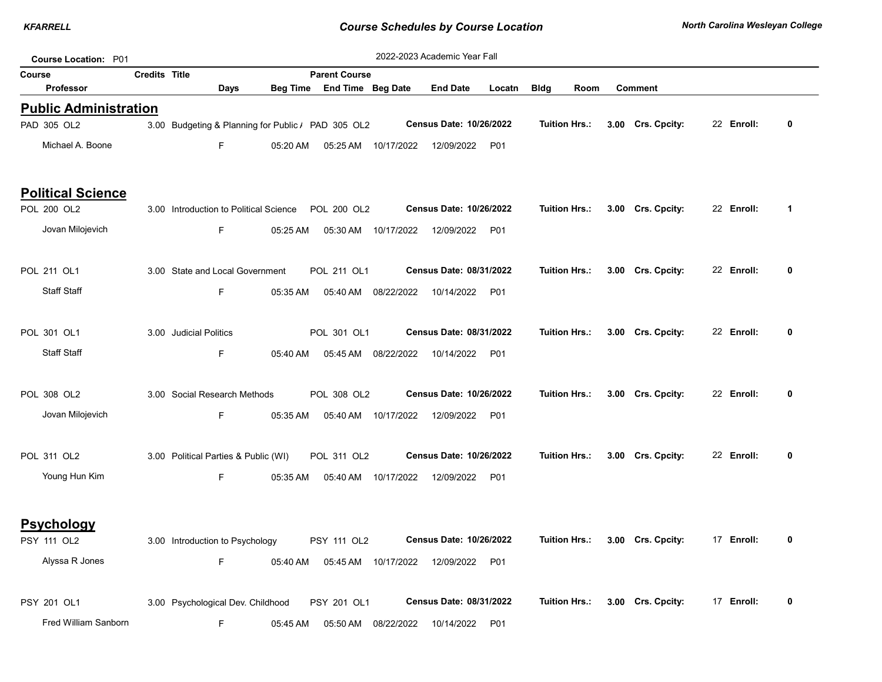**Course Location:** P01

2022-2023 Academic Year Fall

| Course | Credits | Title | Parent Course | | | | | | |
|---|---|---|---|---|---|---|---|---|---|
| Professor | Days | Beg Time | End Time | Beg Date | End Date | Locatn | Bldg | Room | Comment |

## Public Administration

| Course | Credits | Title | Parent Course | Census Date | Tuition Hrs. | Crs. Cpcity | Enroll |
|---|---|---|---|---|---|---|---|
| PAD 305 OL2 | 3.00 | Budgeting & Planning for Public / | PAD 305 OL2 | 10/26/2022 | 3.00 | 22 | 0 |

| Professor | Days | Beg Time | End Time | Beg Date | End Date | Locatn | Bldg | Room | Comment |
|---|---|---|---|---|---|---|---|---|---|
| Michael A. Boone | F | 05:20 AM | 05:25 AM | 10/17/2022 | 12/09/2022 | P01 | | | |

## Political Science

| Course | Credits | Title | Parent Course | Census Date | Tuition Hrs. | Crs. Cpcity | Enroll |
|---|---|---|---|---|---|---|---|
| POL 200 OL2 | 3.00 | Introduction to Political Science | POL 200 OL2 | 10/26/2022 | 3.00 | 22 | 1 |
| POL 211 OL1 | 3.00 | State and Local Government | POL 211 OL1 | 08/31/2022 | 3.00 | 22 | 0 |
| POL 301 OL1 | 3.00 | Judicial Politics | POL 301 OL1 | 08/31/2022 | 3.00 | 22 | 0 |
| POL 308 OL2 | 3.00 | Social Research Methods | POL 308 OL2 | 10/26/2022 | 3.00 | 22 | 0 |
| POL 311 OL2 | 3.00 | Political Parties & Public (WI) | POL 311 OL2 | 10/26/2022 | 3.00 | 22 | 0 |

| Course | Professor | Days | Beg Time | End Time | Beg Date | End Date | Locatn | Bldg | Room | Comment |
|---|---|---|---|---|---|---|---|---|---|---|
| POL 200 OL2 | Jovan Milojevich | F | 05:25 AM | 05:30 AM | 10/17/2022 | 12/09/2022 | P01 | | | |
| POL 211 OL1 | Staff Staff | F | 05:35 AM | 05:40 AM | 08/22/2022 | 10/14/2022 | P01 | | | |
| POL 301 OL1 | Staff Staff | F | 05:40 AM | 05:45 AM | 08/22/2022 | 10/14/2022 | P01 | | | |
| POL 308 OL2 | Jovan Milojevich | F | 05:35 AM | 05:40 AM | 10/17/2022 | 12/09/2022 | P01 | | | |
| POL 311 OL2 | Young Hun Kim | F | 05:35 AM | 05:40 AM | 10/17/2022 | 12/09/2022 | P01 | | | |

## Psychology

| Course | Credits | Title | Parent Course | Census Date | Tuition Hrs. | Crs. Cpcity | Enroll |
|---|---|---|---|---|---|---|---|
| PSY 111 OL2 | 3.00 | Introduction to Psychology | PSY 111 OL2 | 10/26/2022 | 3.00 | 17 | 0 |
| PSY 201 OL1 | 3.00 | Psychological Dev. Childhood | PSY 201 OL1 | 08/31/2022 | 3.00 | 17 | 0 |

| Course | Professor | Days | Beg Time | End Time | Beg Date | End Date | Locatn | Bldg | Room | Comment |
|---|---|---|---|---|---|---|---|---|---|---|
| PSY 111 OL2 | Alyssa R Jones | F | 05:40 AM | 05:45 AM | 10/17/2022 | 12/09/2022 | P01 | | | |
| PSY 201 OL1 | Fred William Sanborn | F | 05:45 AM | 05:50 AM | 08/22/2022 | 10/14/2022 | P01 | | | |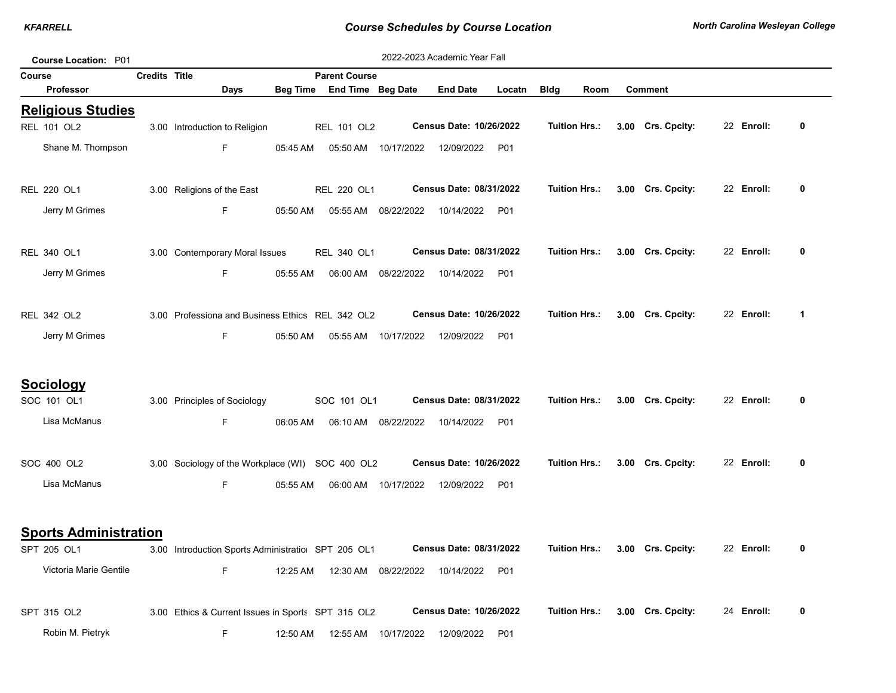**Course Location:** P01

2022-2023 Academic Year Fall

| Course | Credits | Title | Parent Course | | | | | | | | |
|---|---|---|---|---|---|---|---|---|---|---|---|
| Professor | | Days | Beg Time | End Time | Beg Date | End Date | Locatn | Bldg | Room | Comment | |

## Religious Studies

| Course / Professor | Credits | Title / Days | Beg Time | Parent Course / End Time | Beg Date | End Date | Locatn | Census Date | Tuition Hrs. | Crs. Cpcity | Enroll |
|---|---|---|---|---|---|---|---|---|---|---|---|
| REL 101 OL2 | 3.00 | Introduction to Religion | | REL 101 OL2 | | | | 10/26/2022 | 3.00 | 22 | 0 |
| Shane M. Thompson | | F | 05:45 AM | 05:50 AM | 10/17/2022 | 12/09/2022 | P01 | | | | |
| REL 220 OL1 | 3.00 | Religions of the East | | REL 220 OL1 | | | | 08/31/2022 | 3.00 | 22 | 0 |
| Jerry M Grimes | | F | 05:50 AM | 05:55 AM | 08/22/2022 | 10/14/2022 | P01 | | | | |
| REL 340 OL1 | 3.00 | Contemporary Moral Issues | | REL 340 OL1 | | | | 08/31/2022 | 3.00 | 22 | 0 |
| Jerry M Grimes | | F | 05:55 AM | 06:00 AM | 08/22/2022 | 10/14/2022 | P01 | | | | |
| REL 342 OL2 | 3.00 | Professiona and Business Ethics | | REL 342 OL2 | | | | 10/26/2022 | 3.00 | 22 | 1 |
| Jerry M Grimes | | F | 05:50 AM | 05:55 AM | 10/17/2022 | 12/09/2022 | P01 | | | | |

## Sociology

| Course / Professor | Credits | Title / Days | Beg Time | Parent Course / End Time | Beg Date | End Date | Locatn | Census Date | Tuition Hrs. | Crs. Cpcity | Enroll |
|---|---|---|---|---|---|---|---|---|---|---|---|
| SOC 101 OL1 | 3.00 | Principles of Sociology | | SOC 101 OL1 | | | | 08/31/2022 | 3.00 | 22 | 0 |
| Lisa McManus | | F | 06:05 AM | 06:10 AM | 08/22/2022 | 10/14/2022 | P01 | | | | |
| SOC 400 OL2 | 3.00 | Sociology of the Workplace (WI) | | SOC 400 OL2 | | | | 10/26/2022 | 3.00 | 22 | 0 |
| Lisa McManus | | F | 05:55 AM | 06:00 AM | 10/17/2022 | 12/09/2022 | P01 | | | | |

## Sports Administration

| Course / Professor | Credits | Title / Days | Beg Time | Parent Course / End Time | Beg Date | End Date | Locatn | Census Date | Tuition Hrs. | Crs. Cpcity | Enroll |
|---|---|---|---|---|---|---|---|---|---|---|---|
| SPT 205 OL1 | 3.00 | Introduction Sports Administratioı | | SPT 205 OL1 | | | | 08/31/2022 | 3.00 | 22 | 0 |
| Victoria Marie Gentile | | F | 12:25 AM | 12:30 AM | 08/22/2022 | 10/14/2022 | P01 | | | | |
| SPT 315 OL2 | 3.00 | Ethics & Current Issues in Sports | | SPT 315 OL2 | | | | 10/26/2022 | 3.00 | 24 | 0 |
| Robin M. Pietryk | | F | 12:50 AM | 12:55 AM | 10/17/2022 | 12/09/2022 | P01 | | | | |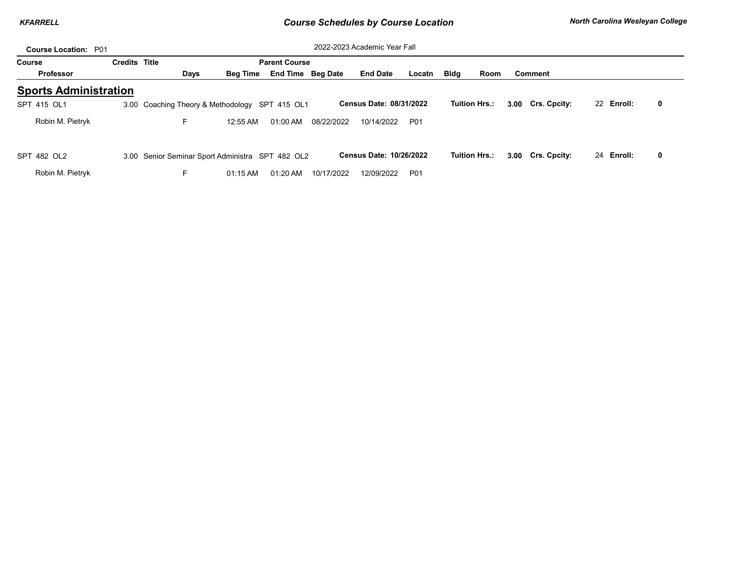**Course Location:** P01

2022-2023 Academic Year Fall

| Course | Credits | Title | Parent Course | | | | | | | | |
|---|---|---|---|---|---|---|---|---|---|---|---|
| **Professor** | | **Days** | **Beg Time** | **End Time** | **Beg Date** | **End Date** | **Locatn** | **Bldg** | **Room** | **Comment** | |

## Sports Administration

| Course | Credits | Title | Parent Course | | | | | | |
|---|---|---|---|---|---|---|---|---|---|
| SPT 415 OL1 | 3.00 | Coaching Theory & Methodology | SPT 415 OL1 | **Census Date: 08/31/2022** | **Tuition Hrs.:** | **3.00** | **Crs. Cpcity:** 22 | **Enroll:** | **0** |
| Robin M. Pietryk | | F | 12:55 AM | 01:00 AM | 08/22/2022 | 10/14/2022 | P01 | | |
| SPT 482 OL2 | 3.00 | Senior Seminar Sport Administra | SPT 482 OL2 | **Census Date: 10/26/2022** | **Tuition Hrs.:** | **3.00** | **Crs. Cpcity:** 24 | **Enroll:** | **0** |
| Robin M. Pietryk | | F | 01:15 AM | 01:20 AM | 10/17/2022 | 12/09/2022 | P01 | | |